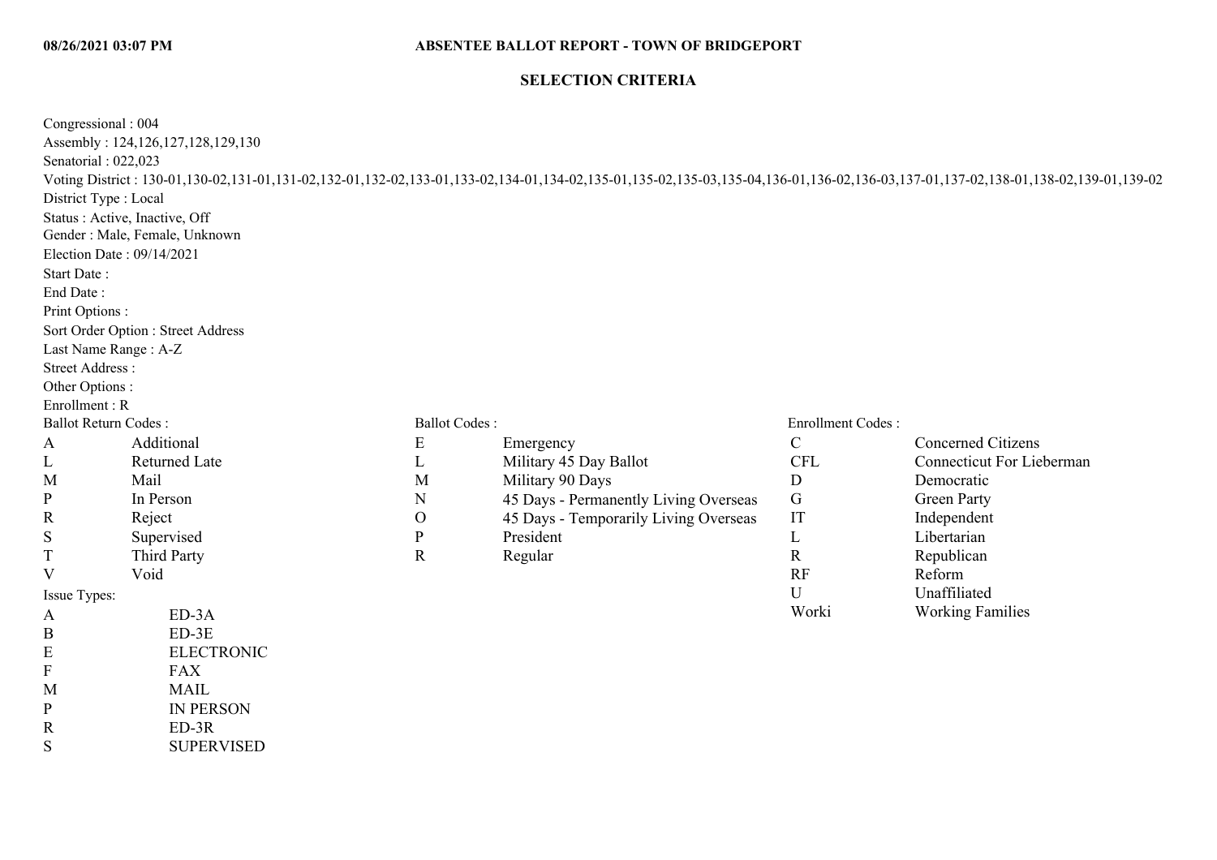08/26/2021 03:07 PM

# ABSENTEE BALLOT REPORT - TOWN OF BRIDGEPORT

## SELECTION CRITERIA

Congressional : 004
Assembly : 124,126,127,128,129,130
Senatorial : 022,023
Voting District : 130-01,130-02,131-01,131-02,132-01,132-02,133-01,133-02,134-01,134-02,135-01,135-02,135-03,135-04,136-01,136-02,136-03,137-01,137-02,138-01,138-02,139-01,139-02
District Type : Local
Status : Active, Inactive, Off
Gender : Male, Female, Unknown
Election Date : 09/14/2021
Start Date :
End Date :
Print Options :
Sort Order Option : Street Address
Last Name Range : A-Z
Street Address :
Other Options :
Enrollment : R

Ballot Return Codes :

| Code | Description |
|---|---|
| A | Additional |
| L | Returned Late |
| M | Mail |
| P | In Person |
| R | Reject |
| S | Supervised |
| T | Third Party |
| V | Void |

Issue Types:

| Code | Description |
|---|---|
| A | ED-3A |
| B | ED-3E |
| E | ELECTRONIC |
| F | FAX |
| M | MAIL |
| P | IN PERSON |
| R | ED-3R |
| S | SUPERVISED |

Ballot Codes :

| Code | Description |
|---|---|
| E | Emergency |
| L | Military 45 Day Ballot |
| M | Military 90 Days |
| N | 45 Days - Permanently Living Overseas |
| O | 45 Days - Temporarily Living Overseas |
| P | President |
| R | Regular |

Enrollment Codes :

| Code | Description |
|---|---|
| C | Concerned Citizens |
| CFL | Connecticut For Lieberman |
| D | Democratic |
| G | Green Party |
| IT | Independent |
| L | Libertarian |
| R | Republican |
| RF | Reform |
| U | Unaffiliated |
| Worki | Working Families |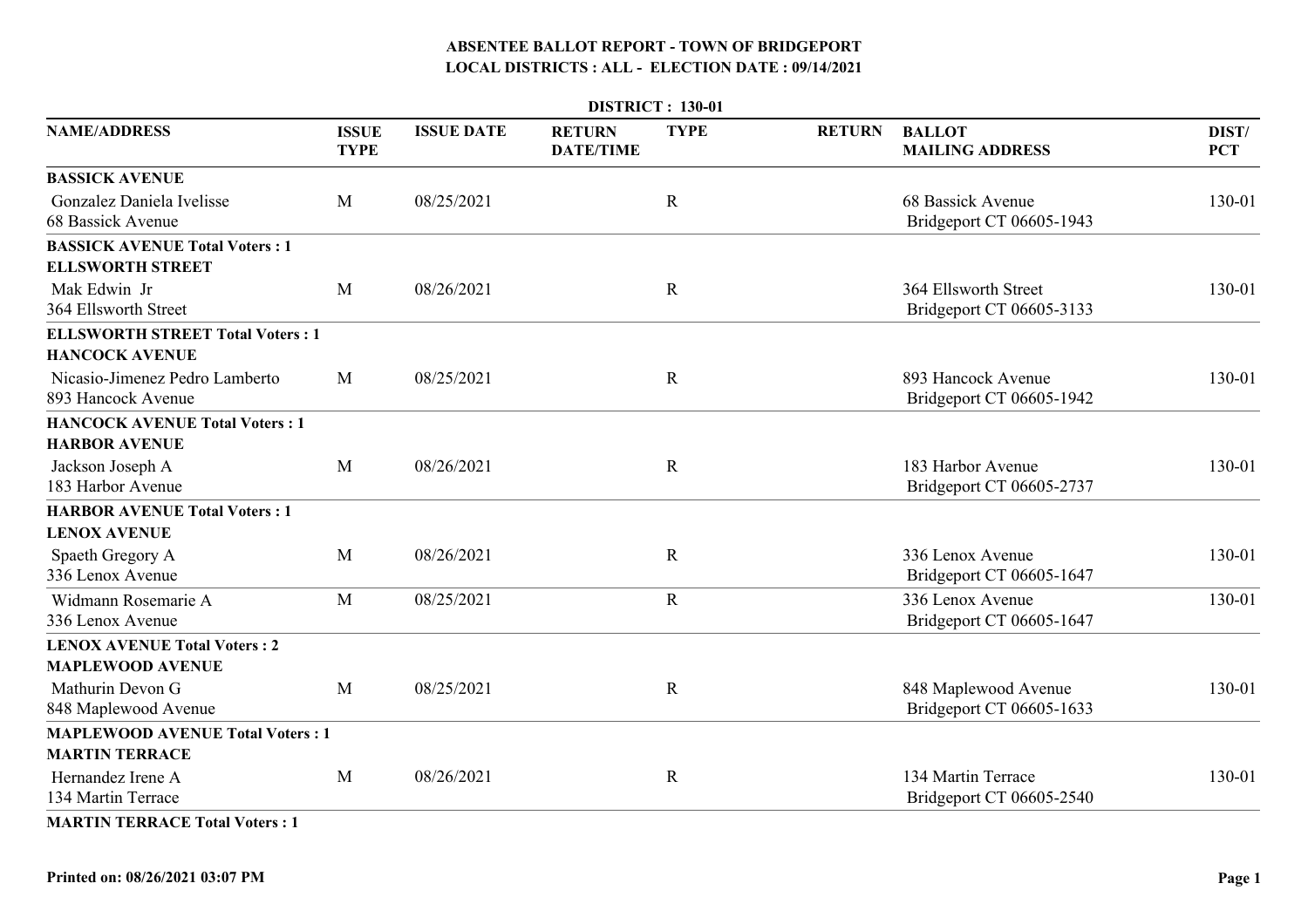**ABSENTEE BALLOT REPORT - TOWN OF BRIDGEPORT**
**LOCAL DISTRICTS : ALL - ELECTION DATE : 09/14/2021**

**DISTRICT : 130-01**

| NAME/ADDRESS | ISSUE TYPE | ISSUE DATE | RETURN DATE/TIME | TYPE | RETURN | BALLOT MAILING ADDRESS | DIST/ PCT |
|---|---|---|---|---|---|---|---|
| **BASSICK AVENUE** | | | | | | | |
| Gonzalez Daniela Ivelisse<br>68 Bassick Avenue | M | 08/25/2021 | | R | | 68 Bassick Avenue<br>Bridgeport CT 06605-1943 | 130-01 |
| **BASSICK AVENUE Total Voters : 1** | | | | | | | |
| **ELLSWORTH STREET** | | | | | | | |
| Mak Edwin Jr<br>364 Ellsworth Street | M | 08/26/2021 | | R | | 364 Ellsworth Street<br>Bridgeport CT 06605-3133 | 130-01 |
| **ELLSWORTH STREET Total Voters : 1** | | | | | | | |
| **HANCOCK AVENUE** | | | | | | | |
| Nicasio-Jimenez Pedro Lamberto<br>893 Hancock Avenue | M | 08/25/2021 | | R | | 893 Hancock Avenue<br>Bridgeport CT 06605-1942 | 130-01 |
| **HANCOCK AVENUE Total Voters : 1** | | | | | | | |
| **HARBOR AVENUE** | | | | | | | |
| Jackson Joseph A<br>183 Harbor Avenue | M | 08/26/2021 | | R | | 183 Harbor Avenue<br>Bridgeport CT 06605-2737 | 130-01 |
| **HARBOR AVENUE Total Voters : 1** | | | | | | | |
| **LENOX AVENUE** | | | | | | | |
| Spaeth Gregory A<br>336 Lenox Avenue | M | 08/26/2021 | | R | | 336 Lenox Avenue<br>Bridgeport CT 06605-1647 | 130-01 |
| Widmann Rosemarie A<br>336 Lenox Avenue | M | 08/25/2021 | | R | | 336 Lenox Avenue<br>Bridgeport CT 06605-1647 | 130-01 |
| **LENOX AVENUE Total Voters : 2** | | | | | | | |
| **MAPLEWOOD AVENUE** | | | | | | | |
| Mathurin Devon G<br>848 Maplewood Avenue | M | 08/25/2021 | | R | | 848 Maplewood Avenue<br>Bridgeport CT 06605-1633 | 130-01 |
| **MAPLEWOOD AVENUE Total Voters : 1** | | | | | | | |
| **MARTIN TERRACE** | | | | | | | |
| Hernandez Irene A<br>134 Martin Terrace | M | 08/26/2021 | | R | | 134 Martin Terrace<br>Bridgeport CT 06605-2540 | 130-01 |
| **MARTIN TERRACE Total Voters : 1** | | | | | | | |

**Printed on: 08/26/2021 03:07 PM**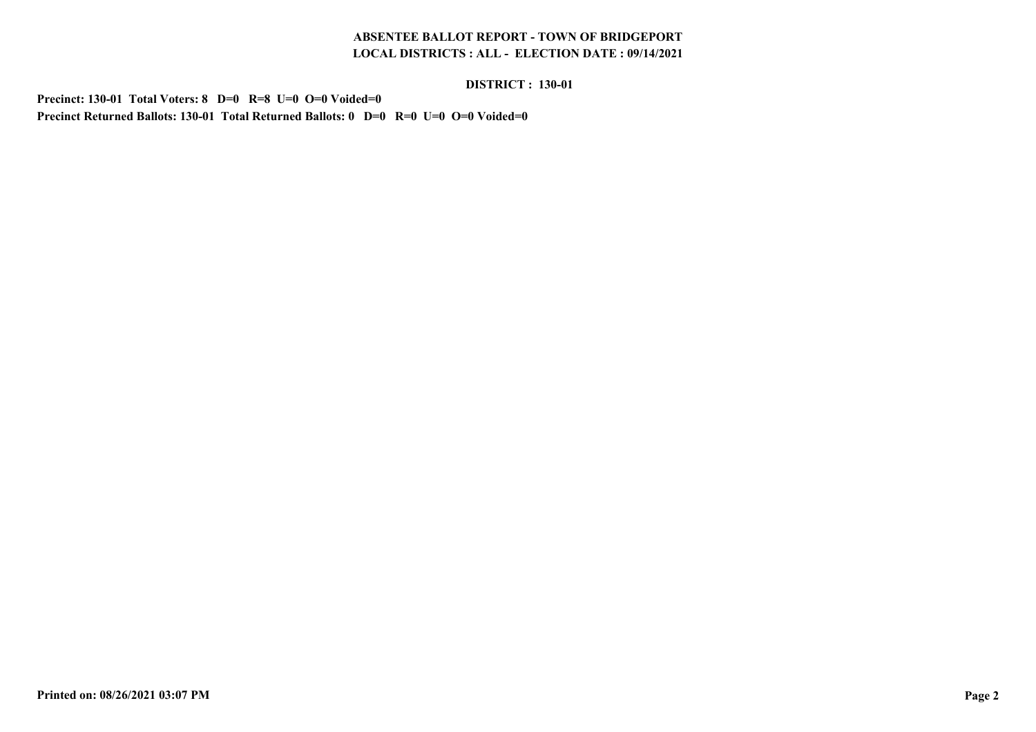**ABSENTEE BALLOT REPORT - TOWN OF BRIDGEPORT**
**LOCAL DISTRICTS : ALL - ELECTION DATE : 09/14/2021**

**DISTRICT : 130-01**

**Precinct: 130-01 Total Voters: 8 D=0 R=8 U=0 O=0 Voided=0**
**Precinct Returned Ballots: 130-01 Total Returned Ballots: 0 D=0 R=0 U=0 O=0 Voided=0**

**Printed on: 08/26/2021 03:07 PM**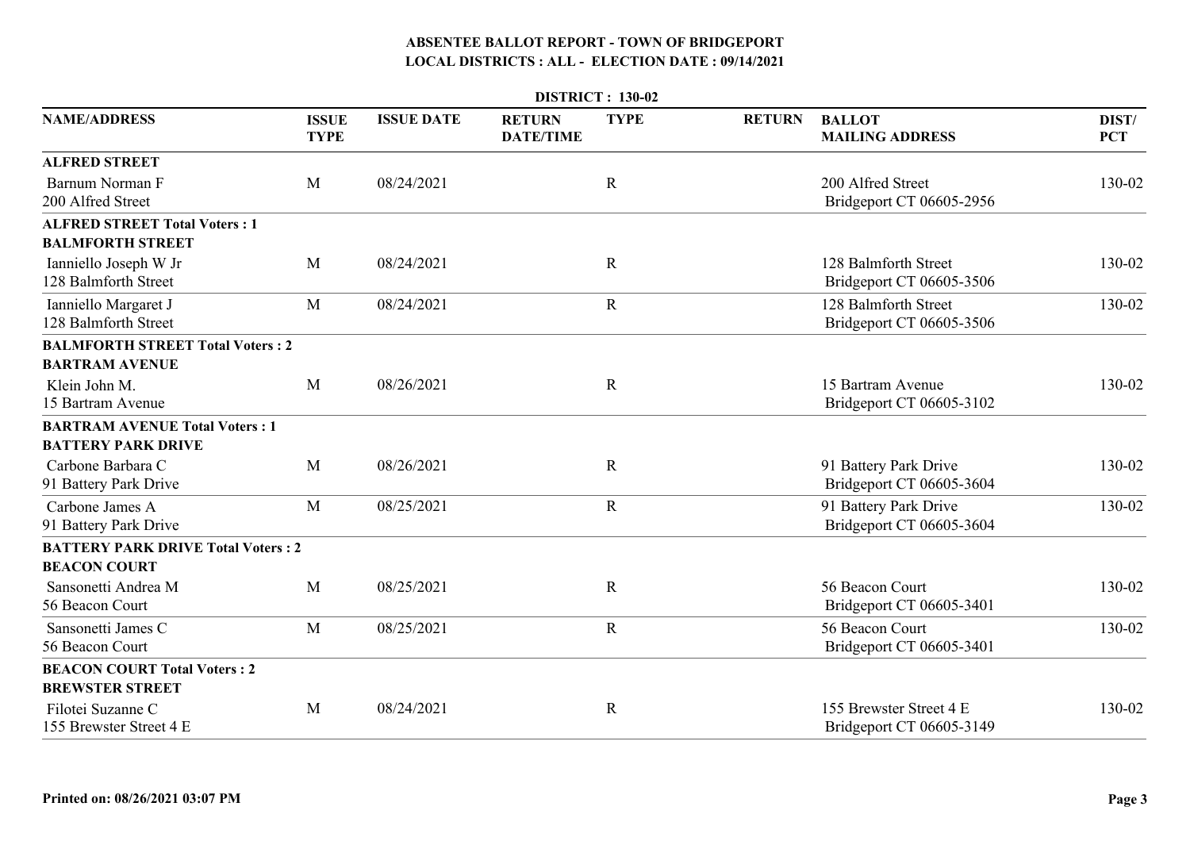# ABSENTEE BALLOT REPORT - TOWN OF BRIDGEPORT

## LOCAL DISTRICTS : ALL - ELECTION DATE : 09/14/2021

### DISTRICT : 130-02

| NAME/ADDRESS | ISSUE TYPE | ISSUE DATE | RETURN DATE/TIME | TYPE | RETURN | BALLOT MAILING ADDRESS | DIST/ PCT |
|---|---|---|---|---|---|---|---|
| **ALFRED STREET** | | | | | | | |
| Barnum Norman F<br>200 Alfred Street | M | 08/24/2021 | | R | | 200 Alfred Street<br>Bridgeport CT 06605-2956 | 130-02 |
| **ALFRED STREET Total Voters : 1** | | | | | | | |
| **BALMFORTH STREET** | | | | | | | |
| Ianniello Joseph W Jr<br>128 Balmforth Street | M | 08/24/2021 | | R | | 128 Balmforth Street<br>Bridgeport CT 06605-3506 | 130-02 |
| Ianniello Margaret J<br>128 Balmforth Street | M | 08/24/2021 | | R | | 128 Balmforth Street<br>Bridgeport CT 06605-3506 | 130-02 |
| **BALMFORTH STREET Total Voters : 2** | | | | | | | |
| **BARTRAM AVENUE** | | | | | | | |
| Klein John M.<br>15 Bartram Avenue | M | 08/26/2021 | | R | | 15 Bartram Avenue<br>Bridgeport CT 06605-3102 | 130-02 |
| **BARTRAM AVENUE Total Voters : 1** | | | | | | | |
| **BATTERY PARK DRIVE** | | | | | | | |
| Carbone Barbara C<br>91 Battery Park Drive | M | 08/26/2021 | | R | | 91 Battery Park Drive<br>Bridgeport CT 06605-3604 | 130-02 |
| Carbone James A<br>91 Battery Park Drive | M | 08/25/2021 | | R | | 91 Battery Park Drive<br>Bridgeport CT 06605-3604 | 130-02 |
| **BATTERY PARK DRIVE Total Voters : 2** | | | | | | | |
| **BEACON COURT** | | | | | | | |
| Sansonetti Andrea M<br>56 Beacon Court | M | 08/25/2021 | | R | | 56 Beacon Court<br>Bridgeport CT 06605-3401 | 130-02 |
| Sansonetti James C<br>56 Beacon Court | M | 08/25/2021 | | R | | 56 Beacon Court<br>Bridgeport CT 06605-3401 | 130-02 |
| **BEACON COURT Total Voters : 2** | | | | | | | |
| **BREWSTER STREET** | | | | | | | |
| Filotei Suzanne C<br>155 Brewster Street 4 E | M | 08/24/2021 | | R | | 155 Brewster Street 4 E<br>Bridgeport CT 06605-3149 | 130-02 |

Printed on: 08/26/2021 03:07 PM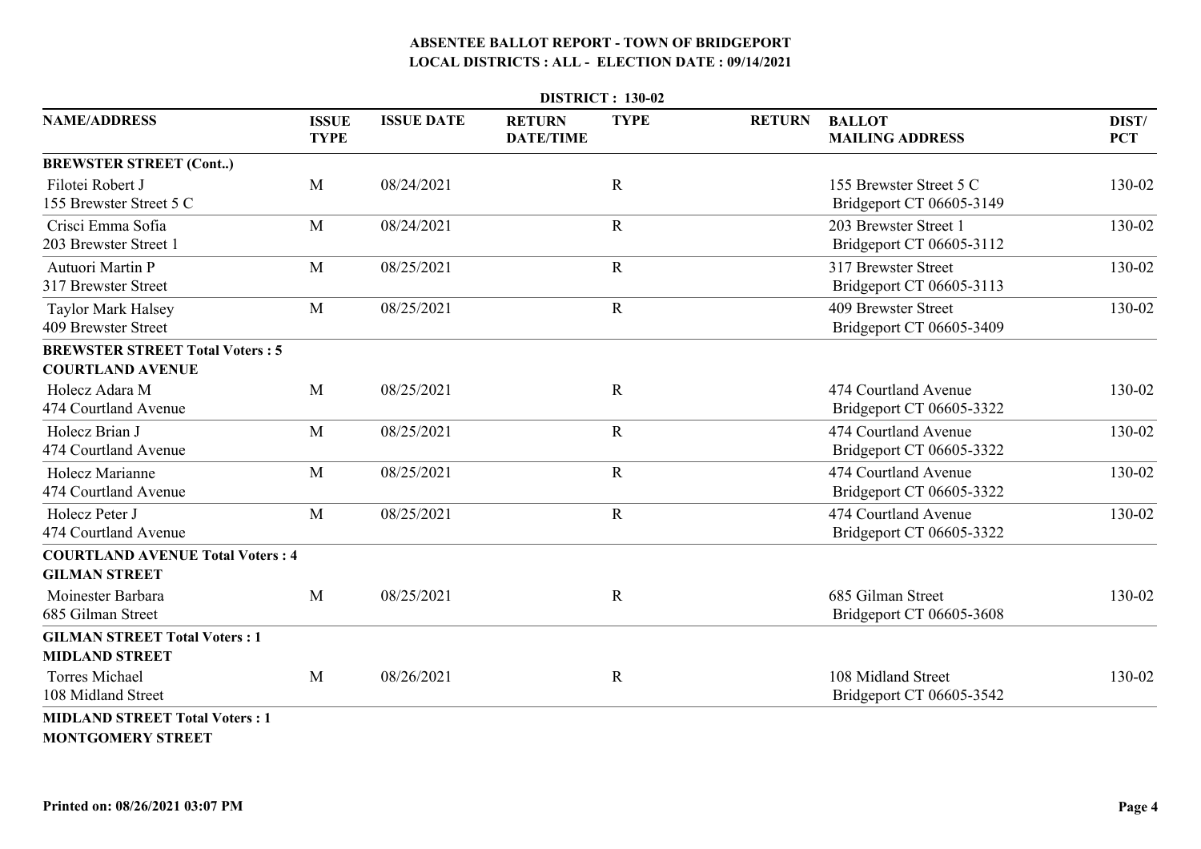## ABSENTEE BALLOT REPORT - TOWN OF BRIDGEPORT
## LOCAL DISTRICTS : ALL - ELECTION DATE : 09/14/2021

**DISTRICT : 130-02**

| NAME/ADDRESS | ISSUE TYPE | ISSUE DATE | RETURN DATE/TIME | TYPE | RETURN | BALLOT MAILING ADDRESS | DIST/ PCT |
|---|---|---|---|---|---|---|---|
| **BREWSTER STREET (Cont..)** | | | | | | | |
| Filotei Robert J<br>155 Brewster Street 5 C | M | 08/24/2021 | | R | | 155 Brewster Street 5 C<br>Bridgeport CT 06605-3149 | 130-02 |
| Crisci Emma Sofia<br>203 Brewster Street 1 | M | 08/24/2021 | | R | | 203 Brewster Street 1<br>Bridgeport CT 06605-3112 | 130-02 |
| Autuori Martin P<br>317 Brewster Street | M | 08/25/2021 | | R | | 317 Brewster Street<br>Bridgeport CT 06605-3113 | 130-02 |
| Taylor Mark Halsey<br>409 Brewster Street | M | 08/25/2021 | | R | | 409 Brewster Street<br>Bridgeport CT 06605-3409 | 130-02 |
| **BREWSTER STREET Total Voters : 5** | | | | | | | |
| **COURTLAND AVENUE** | | | | | | | |
| Holecz Adara M<br>474 Courtland Avenue | M | 08/25/2021 | | R | | 474 Courtland Avenue<br>Bridgeport CT 06605-3322 | 130-02 |
| Holecz Brian J<br>474 Courtland Avenue | M | 08/25/2021 | | R | | 474 Courtland Avenue<br>Bridgeport CT 06605-3322 | 130-02 |
| Holecz Marianne<br>474 Courtland Avenue | M | 08/25/2021 | | R | | 474 Courtland Avenue<br>Bridgeport CT 06605-3322 | 130-02 |
| Holecz Peter J<br>474 Courtland Avenue | M | 08/25/2021 | | R | | 474 Courtland Avenue<br>Bridgeport CT 06605-3322 | 130-02 |
| **COURTLAND AVENUE Total Voters : 4** | | | | | | | |
| **GILMAN STREET** | | | | | | | |
| Moinester Barbara<br>685 Gilman Street | M | 08/25/2021 | | R | | 685 Gilman Street<br>Bridgeport CT 06605-3608 | 130-02 |
| **GILMAN STREET Total Voters : 1** | | | | | | | |
| **MIDLAND STREET** | | | | | | | |
| Torres Michael<br>108 Midland Street | M | 08/26/2021 | | R | | 108 Midland Street<br>Bridgeport CT 06605-3542 | 130-02 |
| **MIDLAND STREET Total Voters : 1** | | | | | | | |
| **MONTGOMERY STREET** | | | | | | | |

**Printed on: 08/26/2021 03:07 PM**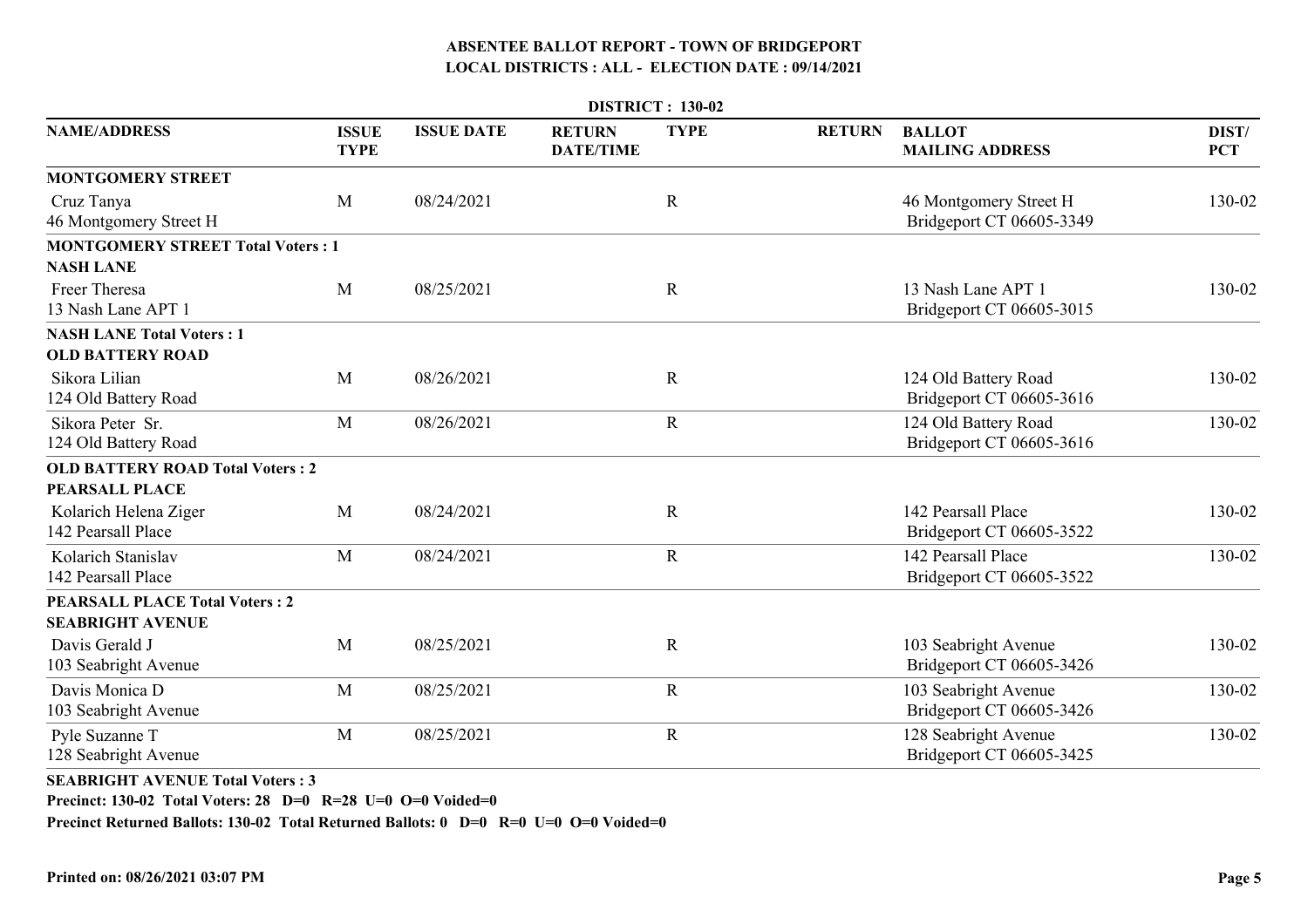# ABSENTEE BALLOT REPORT - TOWN OF BRIDGEPORT

## LOCAL DISTRICTS : ALL - ELECTION DATE : 09/14/2021

**DISTRICT : 130-02**

| NAME/ADDRESS | ISSUE TYPE | ISSUE DATE | RETURN DATE/TIME | TYPE | RETURN | BALLOT MAILING ADDRESS | DIST/ PCT |
|---|---|---|---|---|---|---|---|
| **MONTGOMERY STREET** | | | | | | | |
| Cruz Tanya<br>46 Montgomery Street H | M | 08/24/2021 | | R | | 46 Montgomery Street H<br>Bridgeport CT 06605-3349 | 130-02 |
| **MONTGOMERY STREET Total Voters : 1** | | | | | | | |
| **NASH LANE** | | | | | | | |
| Freer Theresa<br>13 Nash Lane APT 1 | M | 08/25/2021 | | R | | 13 Nash Lane APT 1<br>Bridgeport CT 06605-3015 | 130-02 |
| **NASH LANE Total Voters : 1** | | | | | | | |
| **OLD BATTERY ROAD** | | | | | | | |
| Sikora Lilian<br>124 Old Battery Road | M | 08/26/2021 | | R | | 124 Old Battery Road<br>Bridgeport CT 06605-3616 | 130-02 |
| Sikora Peter Sr.<br>124 Old Battery Road | M | 08/26/2021 | | R | | 124 Old Battery Road<br>Bridgeport CT 06605-3616 | 130-02 |
| **OLD BATTERY ROAD Total Voters : 2** | | | | | | | |
| **PEARSALL PLACE** | | | | | | | |
| Kolarich Helena Ziger<br>142 Pearsall Place | M | 08/24/2021 | | R | | 142 Pearsall Place<br>Bridgeport CT 06605-3522 | 130-02 |
| Kolarich Stanislav<br>142 Pearsall Place | M | 08/24/2021 | | R | | 142 Pearsall Place<br>Bridgeport CT 06605-3522 | 130-02 |
| **PEARSALL PLACE Total Voters : 2** | | | | | | | |
| **SEABRIGHT AVENUE** | | | | | | | |
| Davis Gerald J<br>103 Seabright Avenue | M | 08/25/2021 | | R | | 103 Seabright Avenue<br>Bridgeport CT 06605-3426 | 130-02 |
| Davis Monica D<br>103 Seabright Avenue | M | 08/25/2021 | | R | | 103 Seabright Avenue<br>Bridgeport CT 06605-3426 | 130-02 |
| Pyle Suzanne T<br>128 Seabright Avenue | M | 08/25/2021 | | R | | 128 Seabright Avenue<br>Bridgeport CT 06605-3425 | 130-02 |
| **SEABRIGHT AVENUE Total Voters : 3** | | | | | | | |

**Precinct: 130-02 Total Voters: 28 D=0 R=28 U=0 O=0 Voided=0**

**Precinct Returned Ballots: 130-02 Total Returned Ballots: 0 D=0 R=0 U=0 O=0 Voided=0**

**Printed on: 08/26/2021 03:07 PM**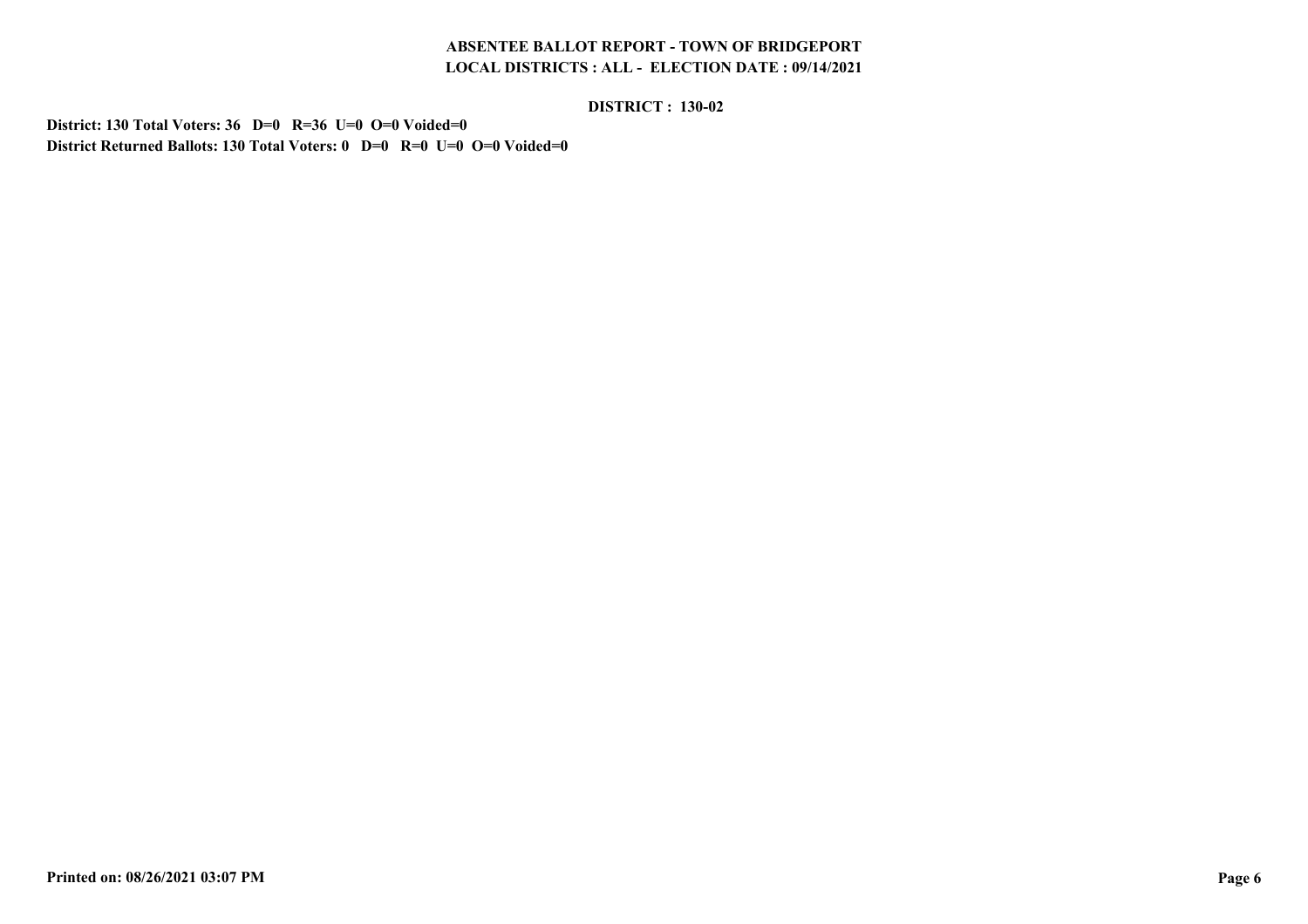**DISTRICT : 130-02**

**District: 130 Total Voters: 36 D=0 R=36 U=0 O=0 Voided=0**
**District Returned Ballots: 130 Total Voters: 0 D=0 R=0 U=0 O=0 Voided=0**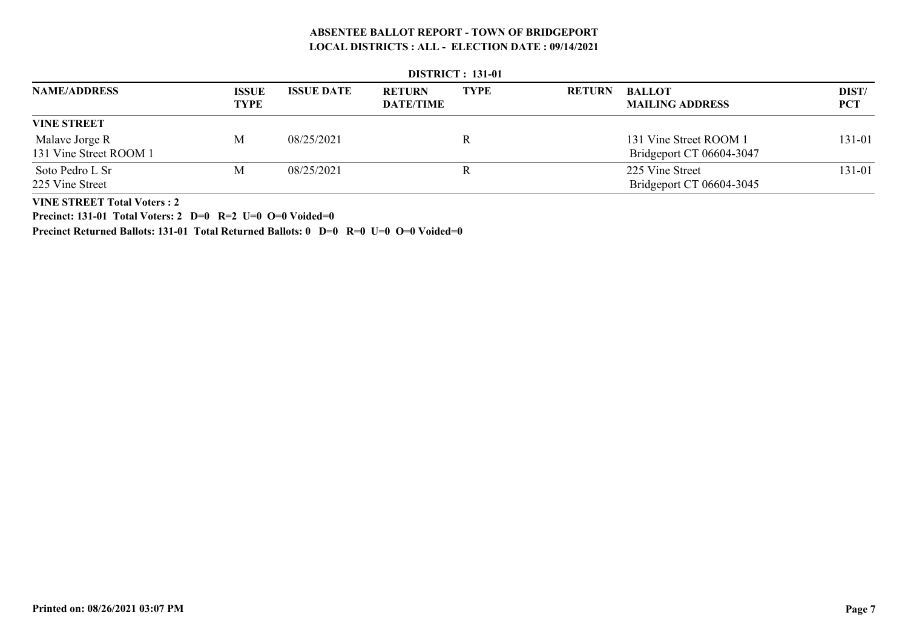**ABSENTEE BALLOT REPORT - TOWN OF BRIDGEPORT**
**LOCAL DISTRICTS : ALL - ELECTION DATE : 09/14/2021**

**DISTRICT : 131-01**

| NAME/ADDRESS | ISSUE TYPE | ISSUE DATE | RETURN DATE/TIME | TYPE | RETURN | BALLOT MAILING ADDRESS | DIST/ PCT |
|---|---|---|---|---|---|---|---|
| **VINE STREET** | | | | | | | |
| Malave Jorge R<br>131 Vine Street ROOM 1 | M | 08/25/2021 | | R | | 131 Vine Street ROOM 1<br>Bridgeport CT 06604-3047 | 131-01 |
| Soto Pedro L Sr<br>225 Vine Street | M | 08/25/2021 | | R | | 225 Vine Street<br>Bridgeport CT 06604-3045 | 131-01 |

**VINE STREET Total Voters : 2**

**Precinct: 131-01 Total Voters: 2 D=0 R=2 U=0 O=0 Voided=0**

**Precinct Returned Ballots: 131-01 Total Returned Ballots: 0 D=0 R=0 U=0 O=0 Voided=0**

**Printed on: 08/26/2021 03:07 PM**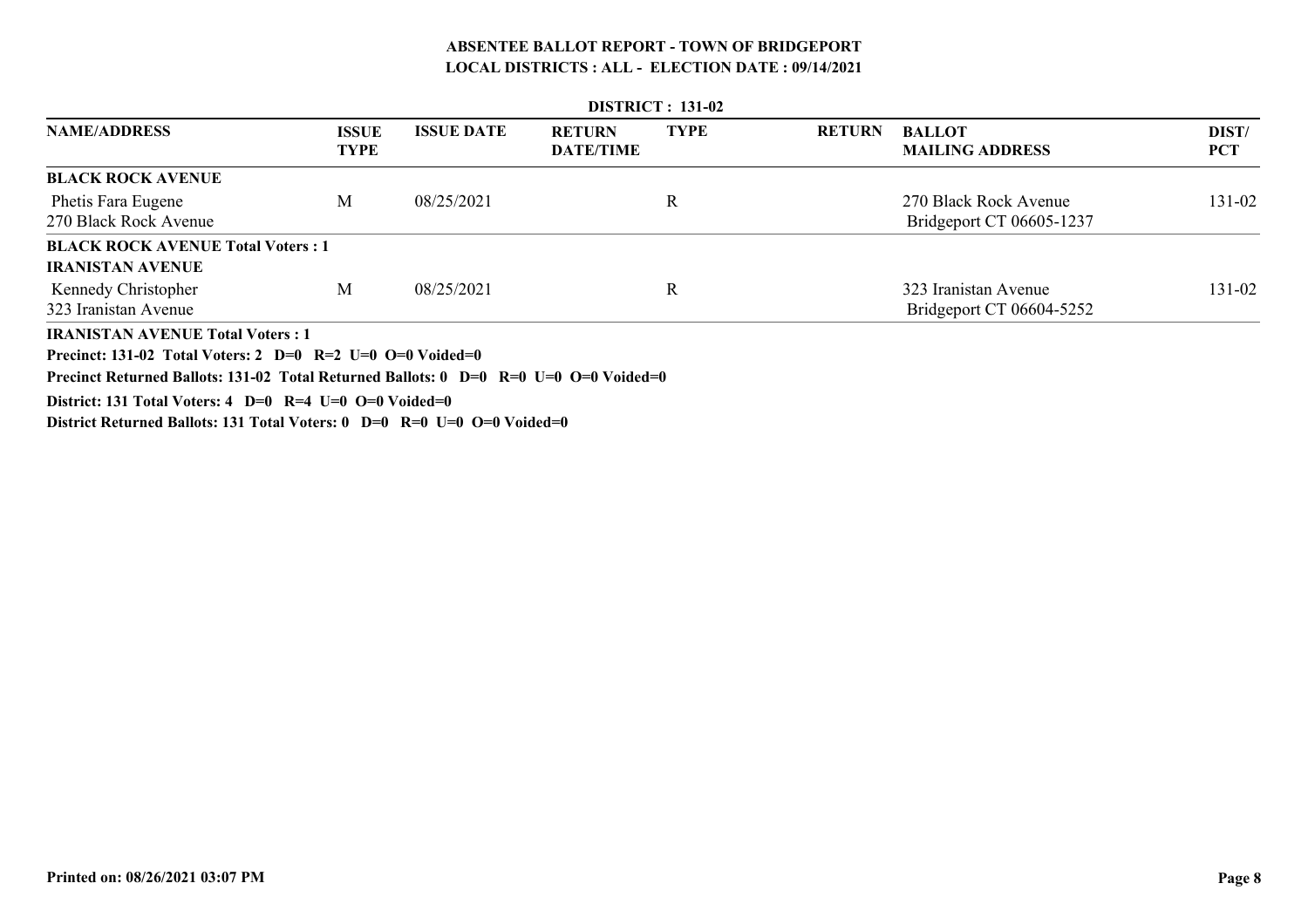## ABSENTEE BALLOT REPORT - TOWN OF BRIDGEPORT
## LOCAL DISTRICTS : ALL - ELECTION DATE : 09/14/2021

**DISTRICT : 131-02**

| NAME/ADDRESS | ISSUE TYPE | ISSUE DATE | RETURN DATE/TIME | TYPE | RETURN | BALLOT MAILING ADDRESS | DIST/ PCT |
|---|---|---|---|---|---|---|---|
| **BLACK ROCK AVENUE** | | | | | | | |
| Phetis Fara Eugene<br>270 Black Rock Avenue | M | 08/25/2021 | | R | | 270 Black Rock Avenue<br>Bridgeport CT 06605-1237 | 131-02 |
| **BLACK ROCK AVENUE Total Voters : 1** | | | | | | | |
| **IRANISTAN AVENUE** | | | | | | | |
| Kennedy Christopher<br>323 Iranistan Avenue | M | 08/25/2021 | | R | | 323 Iranistan Avenue<br>Bridgeport CT 06604-5252 | 131-02 |
| **IRANISTAN AVENUE Total Voters : 1** | | | | | | | |

**Precinct: 131-02 Total Voters: 2 D=0 R=2 U=0 O=0 Voided=0**

**Precinct Returned Ballots: 131-02 Total Returned Ballots: 0 D=0 R=0 U=0 O=0 Voided=0**

**District: 131 Total Voters: 4 D=0 R=4 U=0 O=0 Voided=0**

**District Returned Ballots: 131 Total Voters: 0 D=0 R=0 U=0 O=0 Voided=0**

**Printed on: 08/26/2021 03:07 PM**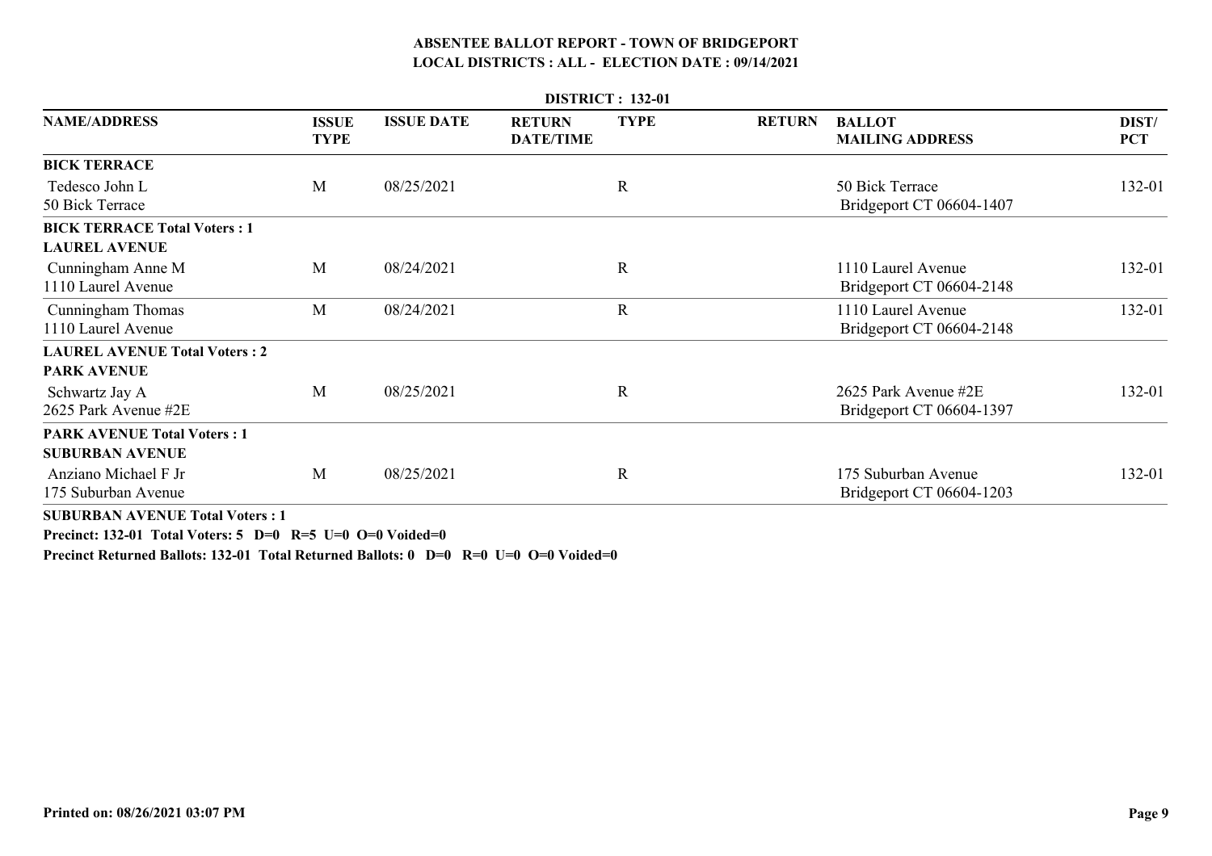**ABSENTEE BALLOT REPORT - TOWN OF BRIDGEPORT**
**LOCAL DISTRICTS : ALL - ELECTION DATE : 09/14/2021**

**DISTRICT : 132-01**

| NAME/ADDRESS | ISSUE TYPE | ISSUE DATE | RETURN DATE/TIME | TYPE | RETURN | BALLOT MAILING ADDRESS | DIST/ PCT |
|---|---|---|---|---|---|---|---|
| **BICK TERRACE** | | | | | | | |
| Tedesco John L<br>50 Bick Terrace | M | 08/25/2021 | | R | | 50 Bick Terrace<br>Bridgeport CT 06604-1407 | 132-01 |
| **BICK TERRACE Total Voters : 1** | | | | | | | |
| **LAUREL AVENUE** | | | | | | | |
| Cunningham Anne M<br>1110 Laurel Avenue | M | 08/24/2021 | | R | | 1110 Laurel Avenue<br>Bridgeport CT 06604-2148 | 132-01 |
| Cunningham Thomas<br>1110 Laurel Avenue | M | 08/24/2021 | | R | | 1110 Laurel Avenue<br>Bridgeport CT 06604-2148 | 132-01 |
| **LAUREL AVENUE Total Voters : 2** | | | | | | | |
| **PARK AVENUE** | | | | | | | |
| Schwartz Jay A<br>2625 Park Avenue #2E | M | 08/25/2021 | | R | | 2625 Park Avenue #2E<br>Bridgeport CT 06604-1397 | 132-01 |
| **PARK AVENUE Total Voters : 1** | | | | | | | |
| **SUBURBAN AVENUE** | | | | | | | |
| Anziano Michael F Jr<br>175 Suburban Avenue | M | 08/25/2021 | | R | | 175 Suburban Avenue<br>Bridgeport CT 06604-1203 | 132-01 |
| **SUBURBAN AVENUE Total Voters : 1** | | | | | | | |

**Precinct: 132-01 Total Voters: 5 D=0 R=5 U=0 O=0 Voided=0**

**Precinct Returned Ballots: 132-01 Total Returned Ballots: 0 D=0 R=0 U=0 O=0 Voided=0**

**Printed on: 08/26/2021 03:07 PM**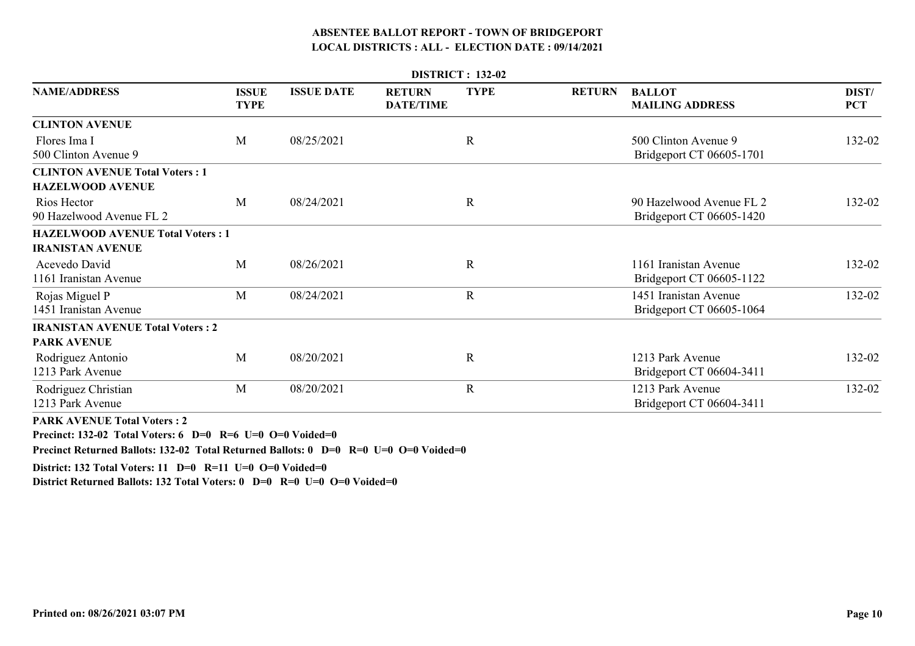# ABSENTEE BALLOT REPORT - TOWN OF BRIDGEPORT
## LOCAL DISTRICTS : ALL - ELECTION DATE : 09/14/2021

**DISTRICT : 132-02**

| NAME/ADDRESS | ISSUE TYPE | ISSUE DATE | RETURN DATE/TIME | TYPE | RETURN | BALLOT MAILING ADDRESS | DIST/ PCT |
|---|---|---|---|---|---|---|---|
| **CLINTON AVENUE** | | | | | | | |
| Flores Ima I<br>500 Clinton Avenue 9 | M | 08/25/2021 | | R | | 500 Clinton Avenue 9<br>Bridgeport CT 06605-1701 | 132-02 |
| **CLINTON AVENUE Total Voters : 1** | | | | | | | |
| **HAZELWOOD AVENUE** | | | | | | | |
| Rios Hector<br>90 Hazelwood Avenue FL 2 | M | 08/24/2021 | | R | | 90 Hazelwood Avenue FL 2<br>Bridgeport CT 06605-1420 | 132-02 |
| **HAZELWOOD AVENUE Total Voters : 1** | | | | | | | |
| **IRANISTAN AVENUE** | | | | | | | |
| Acevedo David<br>1161 Iranistan Avenue | M | 08/26/2021 | | R | | 1161 Iranistan Avenue<br>Bridgeport CT 06605-1122 | 132-02 |
| Rojas Miguel P<br>1451 Iranistan Avenue | M | 08/24/2021 | | R | | 1451 Iranistan Avenue<br>Bridgeport CT 06605-1064 | 132-02 |
| **IRANISTAN AVENUE Total Voters : 2** | | | | | | | |
| **PARK AVENUE** | | | | | | | |
| Rodriguez Antonio<br>1213 Park Avenue | M | 08/20/2021 | | R | | 1213 Park Avenue<br>Bridgeport CT 06604-3411 | 132-02 |
| Rodriguez Christian<br>1213 Park Avenue | M | 08/20/2021 | | R | | 1213 Park Avenue<br>Bridgeport CT 06604-3411 | 132-02 |

**PARK AVENUE Total Voters : 2**

**Precinct: 132-02 Total Voters: 6 D=0 R=6 U=0 O=0 Voided=0**

**Precinct Returned Ballots: 132-02 Total Returned Ballots: 0 D=0 R=0 U=0 O=0 Voided=0**

**District: 132 Total Voters: 11 D=0 R=11 U=0 O=0 Voided=0**

**District Returned Ballots: 132 Total Voters: 0 D=0 R=0 U=0 O=0 Voided=0**

**Printed on: 08/26/2021 03:07 PM**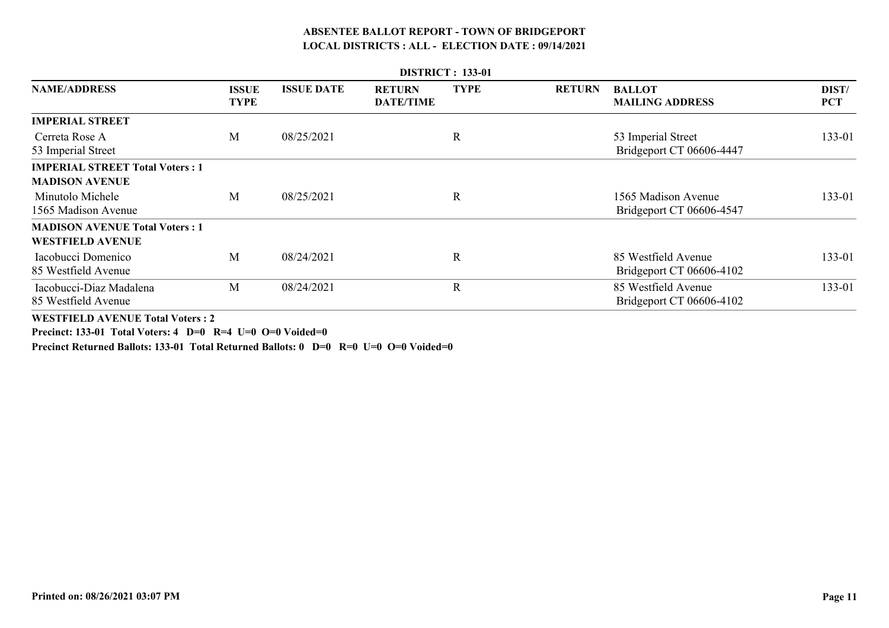**ABSENTEE BALLOT REPORT - TOWN OF BRIDGEPORT**
**LOCAL DISTRICTS : ALL - ELECTION DATE : 09/14/2021**

**DISTRICT : 133-01**

| NAME/ADDRESS | ISSUE TYPE | ISSUE DATE | RETURN DATE/TIME | TYPE | RETURN | BALLOT MAILING ADDRESS | DIST/ PCT |
|---|---|---|---|---|---|---|---|
| **IMPERIAL STREET** | | | | | | | |
| Cerreta Rose A<br>53 Imperial Street | M | 08/25/2021 | | R | | 53 Imperial Street<br>Bridgeport CT 06606-4447 | 133-01 |
| **IMPERIAL STREET Total Voters : 1** | | | | | | | |
| **MADISON AVENUE** | | | | | | | |
| Minutolo Michele<br>1565 Madison Avenue | M | 08/25/2021 | | R | | 1565 Madison Avenue<br>Bridgeport CT 06606-4547 | 133-01 |
| **MADISON AVENUE Total Voters : 1** | | | | | | | |
| **WESTFIELD AVENUE** | | | | | | | |
| Iacobucci Domenico<br>85 Westfield Avenue | M | 08/24/2021 | | R | | 85 Westfield Avenue<br>Bridgeport CT 06606-4102 | 133-01 |
| Iacobucci-Diaz Madalena<br>85 Westfield Avenue | M | 08/24/2021 | | R | | 85 Westfield Avenue<br>Bridgeport CT 06606-4102 | 133-01 |

**WESTFIELD AVENUE Total Voters : 2**

**Precinct: 133-01 Total Voters: 4 D=0 R=4 U=0 O=0 Voided=0**

**Precinct Returned Ballots: 133-01 Total Returned Ballots: 0 D=0 R=0 U=0 O=0 Voided=0**

**Printed on: 08/26/2021 03:07 PM**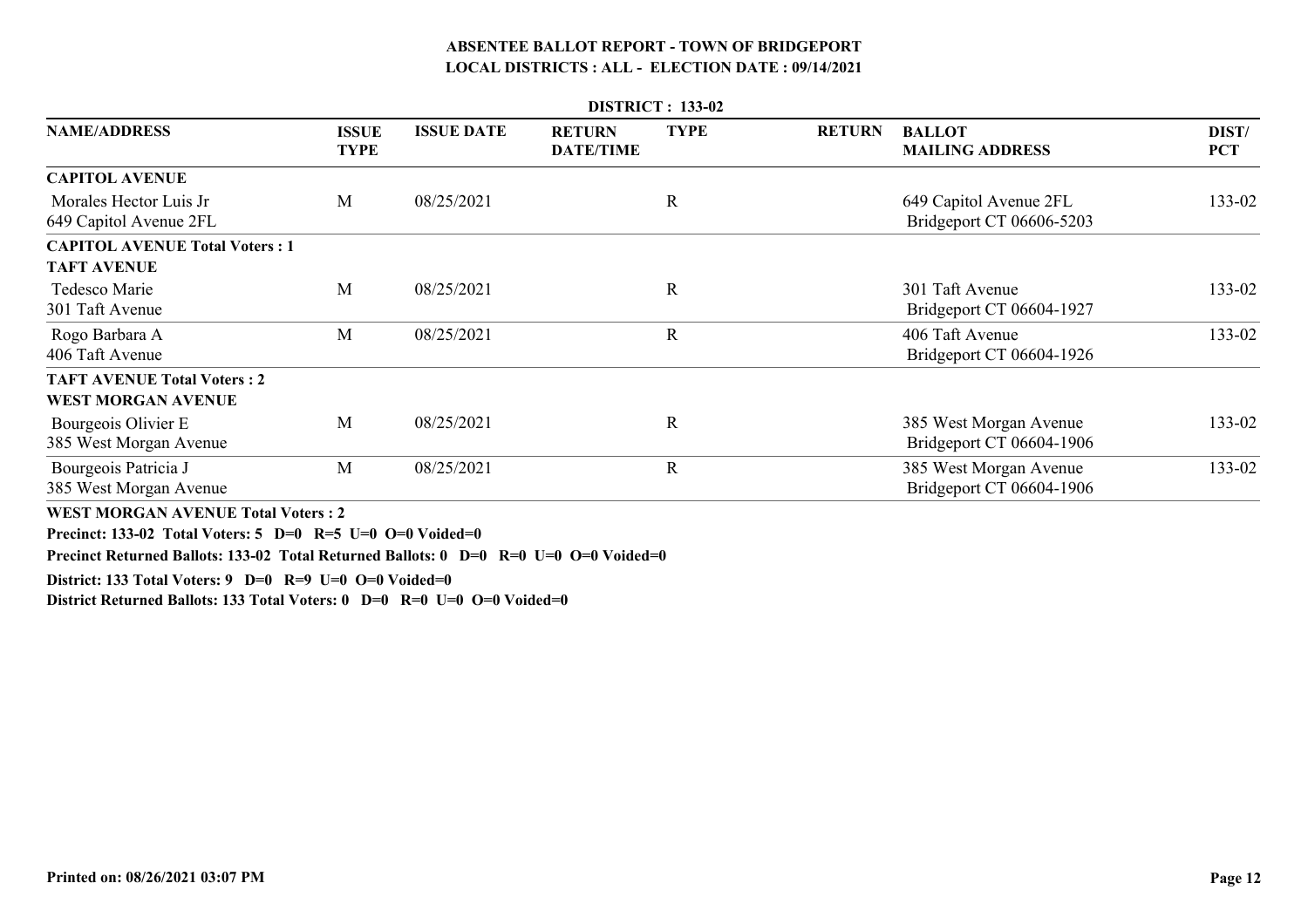# ABSENTEE BALLOT REPORT - TOWN OF BRIDGEPORT
## LOCAL DISTRICTS : ALL - ELECTION DATE : 09/14/2021

**DISTRICT : 133-02**

| NAME/ADDRESS | ISSUE TYPE | ISSUE DATE | RETURN DATE/TIME | TYPE | RETURN | BALLOT MAILING ADDRESS | DIST/ PCT |
|---|---|---|---|---|---|---|---|
| **CAPITOL AVENUE** | | | | | | | |
| Morales Hector Luis Jr<br>649 Capitol Avenue 2FL | M | 08/25/2021 | | R | | 649 Capitol Avenue 2FL<br>Bridgeport CT 06606-5203 | 133-02 |
| **CAPITOL AVENUE Total Voters : 1** | | | | | | | |
| **TAFT AVENUE** | | | | | | | |
| Tedesco Marie<br>301 Taft Avenue | M | 08/25/2021 | | R | | 301 Taft Avenue<br>Bridgeport CT 06604-1927 | 133-02 |
| Rogo Barbara A<br>406 Taft Avenue | M | 08/25/2021 | | R | | 406 Taft Avenue<br>Bridgeport CT 06604-1926 | 133-02 |
| **TAFT AVENUE Total Voters : 2** | | | | | | | |
| **WEST MORGAN AVENUE** | | | | | | | |
| Bourgeois Olivier E<br>385 West Morgan Avenue | M | 08/25/2021 | | R | | 385 West Morgan Avenue<br>Bridgeport CT 06604-1906 | 133-02 |
| Bourgeois Patricia J<br>385 West Morgan Avenue | M | 08/25/2021 | | R | | 385 West Morgan Avenue<br>Bridgeport CT 06604-1906 | 133-02 |

**WEST MORGAN AVENUE Total Voters : 2**

**Precinct: 133-02 Total Voters: 5 D=0 R=5 U=0 O=0 Voided=0**

**Precinct Returned Ballots: 133-02 Total Returned Ballots: 0 D=0 R=0 U=0 O=0 Voided=0**

**District: 133 Total Voters: 9 D=0 R=9 U=0 O=0 Voided=0**

**District Returned Ballots: 133 Total Voters: 0 D=0 R=0 U=0 O=0 Voided=0**

**Printed on: 08/26/2021 03:07 PM**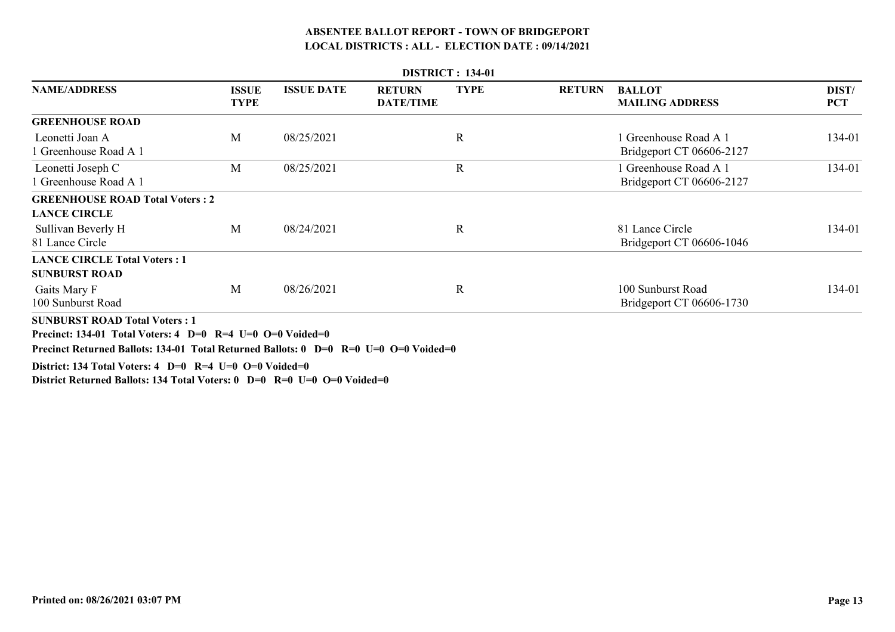# ABSENTEE BALLOT REPORT - TOWN OF BRIDGEPORT

## LOCAL DISTRICTS : ALL - ELECTION DATE : 09/14/2021

**DISTRICT : 134-01**

| NAME/ADDRESS | ISSUE TYPE | ISSUE DATE | RETURN DATE/TIME | TYPE | RETURN | BALLOT MAILING ADDRESS | DIST/ PCT |
|---|---|---|---|---|---|---|---|
| **GREENHOUSE ROAD** | | | | | | | |
| Leonetti Joan A<br>1 Greenhouse Road A 1 | M | 08/25/2021 | | R | | 1 Greenhouse Road A 1<br>Bridgeport CT 06606-2127 | 134-01 |
| Leonetti Joseph C<br>1 Greenhouse Road A 1 | M | 08/25/2021 | | R | | 1 Greenhouse Road A 1<br>Bridgeport CT 06606-2127 | 134-01 |
| **GREENHOUSE ROAD Total Voters : 2** | | | | | | | |
| **LANCE CIRCLE** | | | | | | | |
| Sullivan Beverly H<br>81 Lance Circle | M | 08/24/2021 | | R | | 81 Lance Circle<br>Bridgeport CT 06606-1046 | 134-01 |
| **LANCE CIRCLE Total Voters : 1** | | | | | | | |
| **SUNBURST ROAD** | | | | | | | |
| Gaits Mary F<br>100 Sunburst Road | M | 08/26/2021 | | R | | 100 Sunburst Road<br>Bridgeport CT 06606-1730 | 134-01 |

**SUNBURST ROAD Total Voters : 1**

**Precinct: 134-01 Total Voters: 4 D=0 R=4 U=0 O=0 Voided=0**

**Precinct Returned Ballots: 134-01 Total Returned Ballots: 0 D=0 R=0 U=0 O=0 Voided=0**

**District: 134 Total Voters: 4 D=0 R=4 U=0 O=0 Voided=0**

**District Returned Ballots: 134 Total Voters: 0 D=0 R=0 U=0 O=0 Voided=0**

**Printed on: 08/26/2021 03:07 PM**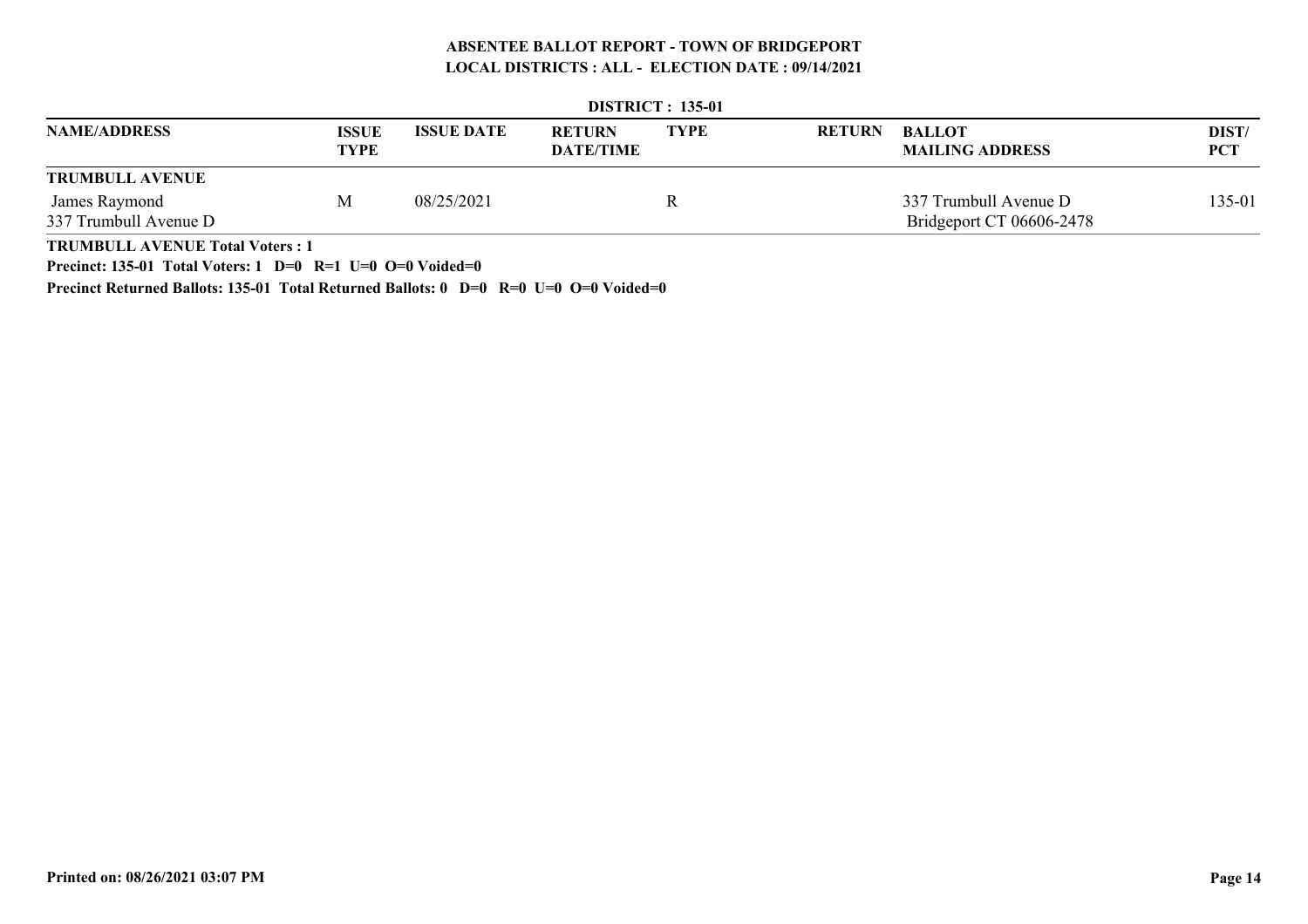**ABSENTEE BALLOT REPORT - TOWN OF BRIDGEPORT**
**LOCAL DISTRICTS : ALL - ELECTION DATE : 09/14/2021**

**DISTRICT : 135-01**

| NAME/ADDRESS | ISSUE TYPE | ISSUE DATE | RETURN DATE/TIME | TYPE | RETURN | BALLOT MAILING ADDRESS | DIST/ PCT |
|---|---|---|---|---|---|---|---|
| **TRUMBULL AVENUE** | | | | | | | |
| James Raymond<br>337 Trumbull Avenue D | M | 08/25/2021 | | R | | 337 Trumbull Avenue D<br>Bridgeport CT 06606-2478 | 135-01 |

**TRUMBULL AVENUE Total Voters : 1**

**Precinct: 135-01 Total Voters: 1 D=0 R=1 U=0 O=0 Voided=0**

**Precinct Returned Ballots: 135-01 Total Returned Ballots: 0 D=0 R=0 U=0 O=0 Voided=0**

**Printed on: 08/26/2021 03:07 PM**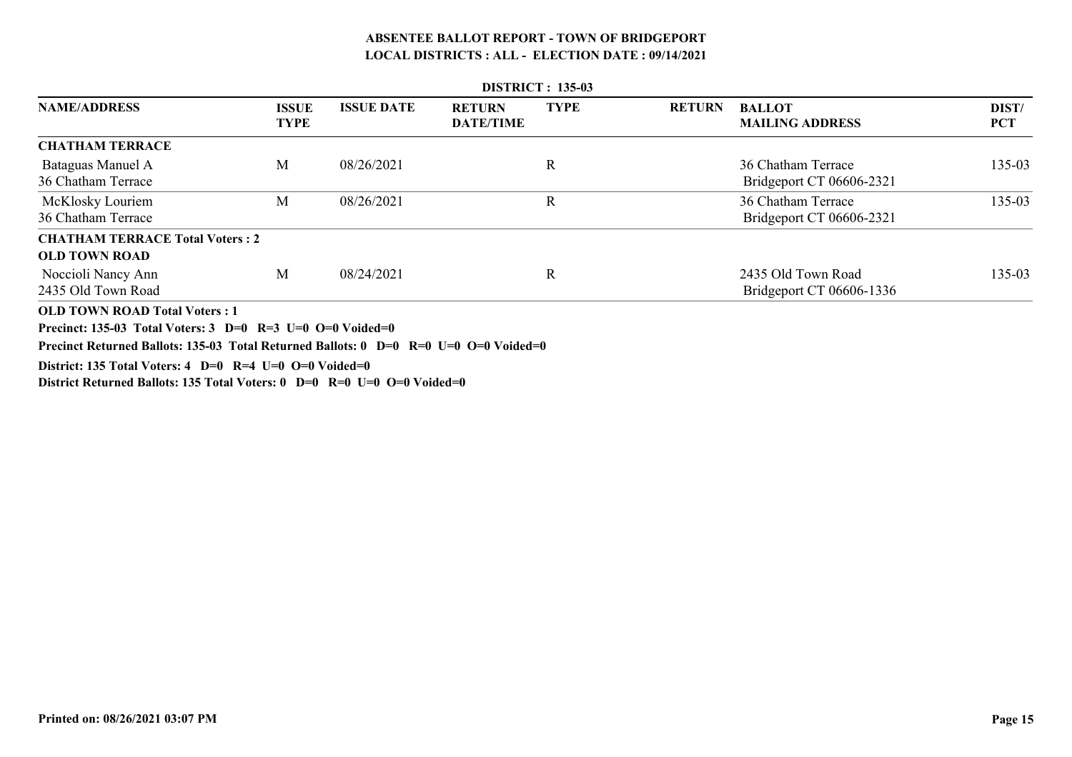**ABSENTEE BALLOT REPORT - TOWN OF BRIDGEPORT**
**LOCAL DISTRICTS : ALL - ELECTION DATE : 09/14/2021**

**DISTRICT : 135-03**

| NAME/ADDRESS | ISSUE TYPE | ISSUE DATE | RETURN DATE/TIME | TYPE | RETURN | BALLOT MAILING ADDRESS | DIST/ PCT |
|---|---|---|---|---|---|---|---|
| **CHATHAM TERRACE** | | | | | | | |
| Bataguas Manuel A<br>36 Chatham Terrace | M | 08/26/2021 | | R | | 36 Chatham Terrace<br>Bridgeport CT 06606-2321 | 135-03 |
| McKlosky Louriem<br>36 Chatham Terrace | M | 08/26/2021 | | R | | 36 Chatham Terrace<br>Bridgeport CT 06606-2321 | 135-03 |
| **CHATHAM TERRACE Total Voters : 2** | | | | | | | |
| **OLD TOWN ROAD** | | | | | | | |
| Noccioli Nancy Ann<br>2435 Old Town Road | M | 08/24/2021 | | R | | 2435 Old Town Road<br>Bridgeport CT 06606-1336 | 135-03 |
| **OLD TOWN ROAD Total Voters : 1** | | | | | | | |

**Precinct: 135-03 Total Voters: 3 D=0 R=3 U=0 O=0 Voided=0**

**Precinct Returned Ballots: 135-03 Total Returned Ballots: 0 D=0 R=0 U=0 O=0 Voided=0**

**District: 135 Total Voters: 4 D=0 R=4 U=0 O=0 Voided=0**

**District Returned Ballots: 135 Total Voters: 0 D=0 R=0 U=0 O=0 Voided=0**

**Printed on: 08/26/2021 03:07 PM**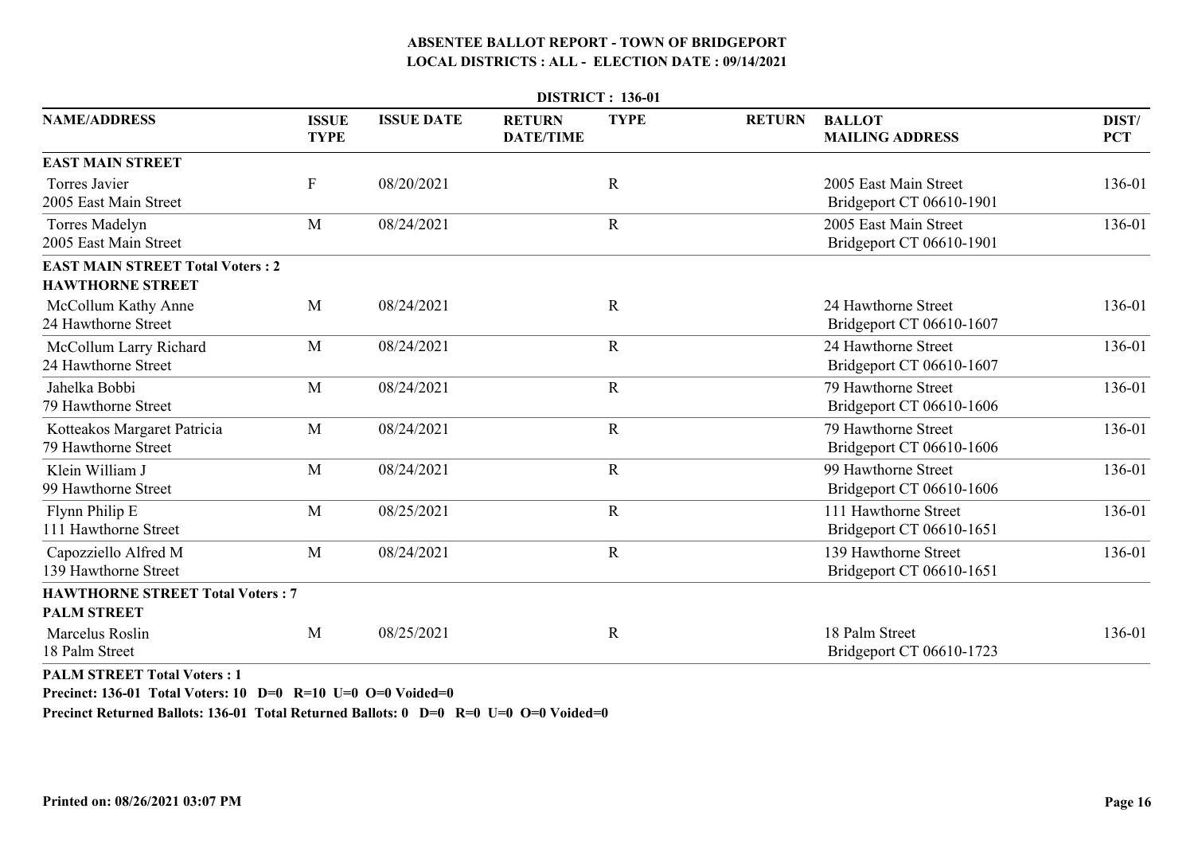**ABSENTEE BALLOT REPORT - TOWN OF BRIDGEPORT**
**LOCAL DISTRICTS : ALL - ELECTION DATE : 09/14/2021**

**DISTRICT : 136-01**

| NAME/ADDRESS | ISSUE TYPE | ISSUE DATE | RETURN DATE/TIME | TYPE | RETURN | BALLOT MAILING ADDRESS | DIST/ PCT |
|---|---|---|---|---|---|---|---|
| **EAST MAIN STREET** | | | | | | | |
| Torres Javier<br>2005 East Main Street | F | 08/20/2021 | | R | | 2005 East Main Street<br>Bridgeport CT 06610-1901 | 136-01 |
| Torres Madelyn<br>2005 East Main Street | M | 08/24/2021 | | R | | 2005 East Main Street<br>Bridgeport CT 06610-1901 | 136-01 |
| **EAST MAIN STREET Total Voters : 2** | | | | | | | |
| **HAWTHORNE STREET** | | | | | | | |
| McCollum Kathy Anne<br>24 Hawthorne Street | M | 08/24/2021 | | R | | 24 Hawthorne Street<br>Bridgeport CT 06610-1607 | 136-01 |
| McCollum Larry Richard<br>24 Hawthorne Street | M | 08/24/2021 | | R | | 24 Hawthorne Street<br>Bridgeport CT 06610-1607 | 136-01 |
| Jahelka Bobbi<br>79 Hawthorne Street | M | 08/24/2021 | | R | | 79 Hawthorne Street<br>Bridgeport CT 06610-1606 | 136-01 |
| Kotteakos Margaret Patricia<br>79 Hawthorne Street | M | 08/24/2021 | | R | | 79 Hawthorne Street<br>Bridgeport CT 06610-1606 | 136-01 |
| Klein William J<br>99 Hawthorne Street | M | 08/24/2021 | | R | | 99 Hawthorne Street<br>Bridgeport CT 06610-1606 | 136-01 |
| Flynn Philip E<br>111 Hawthorne Street | M | 08/25/2021 | | R | | 111 Hawthorne Street<br>Bridgeport CT 06610-1651 | 136-01 |
| Capozziello Alfred M<br>139 Hawthorne Street | M | 08/24/2021 | | R | | 139 Hawthorne Street<br>Bridgeport CT 06610-1651 | 136-01 |
| **HAWTHORNE STREET Total Voters : 7** | | | | | | | |
| **PALM STREET** | | | | | | | |
| Marcelus Roslin<br>18 Palm Street | M | 08/25/2021 | | R | | 18 Palm Street<br>Bridgeport CT 06610-1723 | 136-01 |
| **PALM STREET Total Voters : 1** | | | | | | | |

**Precinct: 136-01 Total Voters: 10 D=0 R=10 U=0 O=0 Voided=0**

**Precinct Returned Ballots: 136-01 Total Returned Ballots: 0 D=0 R=0 U=0 O=0 Voided=0**

**Printed on: 08/26/2021 03:07 PM**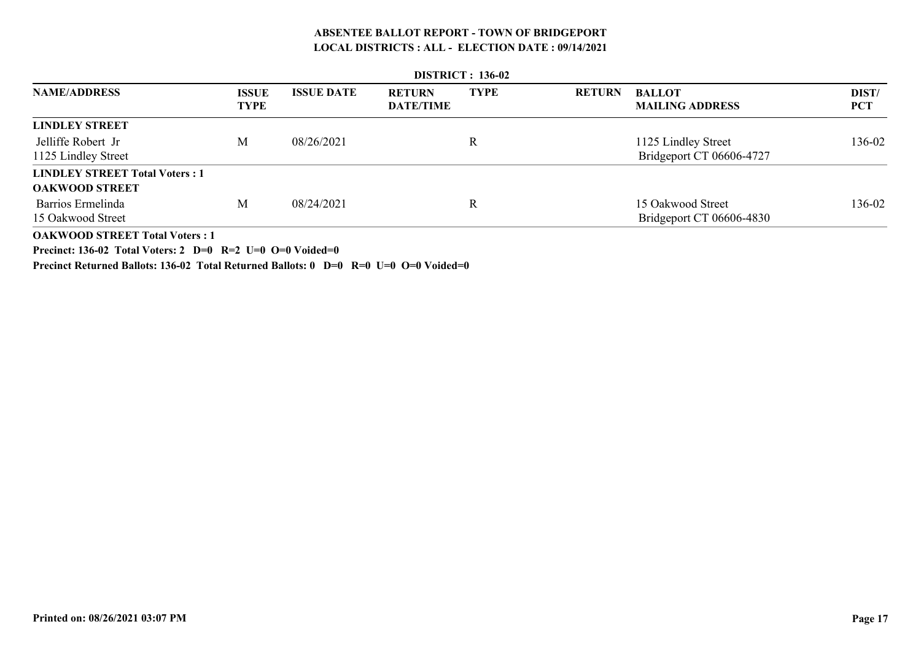**ABSENTEE BALLOT REPORT - TOWN OF BRIDGEPORT**
**LOCAL DISTRICTS : ALL - ELECTION DATE : 09/14/2021**

**DISTRICT : 136-02**

| NAME/ADDRESS | ISSUE TYPE | ISSUE DATE | RETURN DATE/TIME | TYPE | RETURN | BALLOT MAILING ADDRESS | DIST/ PCT |
|---|---|---|---|---|---|---|---|
| **LINDLEY STREET** | | | | | | | |
| Jelliffe Robert Jr<br>1125 Lindley Street | M | 08/26/2021 | | R | | 1125 Lindley Street<br>Bridgeport CT 06606-4727 | 136-02 |
| **LINDLEY STREET Total Voters : 1** | | | | | | | |
| **OAKWOOD STREET** | | | | | | | |
| Barrios Ermelinda<br>15 Oakwood Street | M | 08/24/2021 | | R | | 15 Oakwood Street<br>Bridgeport CT 06606-4830 | 136-02 |
| **OAKWOOD STREET Total Voters : 1** | | | | | | | |

**Precinct: 136-02 Total Voters: 2 D=0 R=2 U=0 O=0 Voided=0**

**Precinct Returned Ballots: 136-02 Total Returned Ballots: 0 D=0 R=0 U=0 O=0 Voided=0**

**Printed on: 08/26/2021 03:07 PM**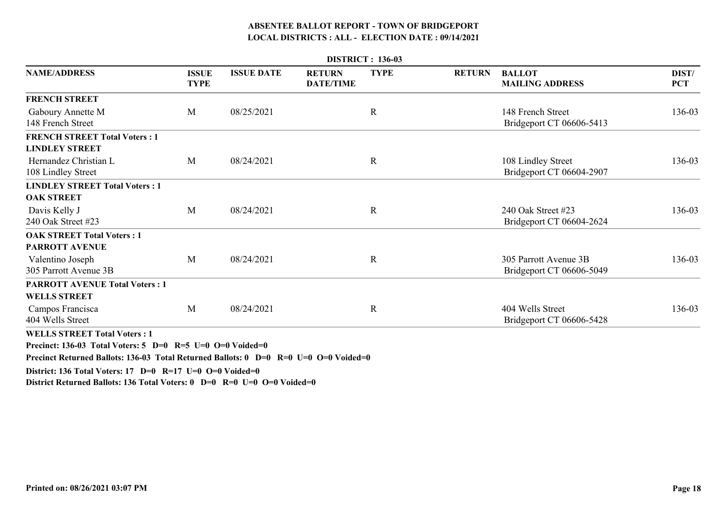# ABSENTEE BALLOT REPORT - TOWN OF BRIDGEPORT
## LOCAL DISTRICTS : ALL - ELECTION DATE : 09/14/2021

**DISTRICT : 136-03**

| NAME/ADDRESS | ISSUE TYPE | ISSUE DATE | RETURN DATE/TIME | TYPE | RETURN | BALLOT MAILING ADDRESS | DIST/ PCT |
|---|---|---|---|---|---|---|---|
| **FRENCH STREET** | | | | | | | |
| Gaboury Annette M<br>148 French Street | M | 08/25/2021 | | R | | 148 French Street<br>Bridgeport CT 06606-5413 | 136-03 |
| **FRENCH STREET Total Voters : 1** | | | | | | | |
| **LINDLEY STREET** | | | | | | | |
| Hernandez Christian L<br>108 Lindley Street | M | 08/24/2021 | | R | | 108 Lindley Street<br>Bridgeport CT 06604-2907 | 136-03 |
| **LINDLEY STREET Total Voters : 1** | | | | | | | |
| **OAK STREET** | | | | | | | |
| Davis Kelly J<br>240 Oak Street #23 | M | 08/24/2021 | | R | | 240 Oak Street #23<br>Bridgeport CT 06604-2624 | 136-03 |
| **OAK STREET Total Voters : 1** | | | | | | | |
| **PARROTT AVENUE** | | | | | | | |
| Valentino Joseph<br>305 Parrott Avenue 3B | M | 08/24/2021 | | R | | 305 Parrott Avenue 3B<br>Bridgeport CT 06606-5049 | 136-03 |
| **PARROTT AVENUE Total Voters : 1** | | | | | | | |
| **WELLS STREET** | | | | | | | |
| Campos Francisca<br>404 Wells Street | M | 08/24/2021 | | R | | 404 Wells Street<br>Bridgeport CT 06606-5428 | 136-03 |
| **WELLS STREET Total Voters : 1** | | | | | | | |

**Precinct: 136-03 Total Voters: 5 D=0 R=5 U=0 O=0 Voided=0**

**Precinct Returned Ballots: 136-03 Total Returned Ballots: 0 D=0 R=0 U=0 O=0 Voided=0**

**District: 136 Total Voters: 17 D=0 R=17 U=0 O=0 Voided=0**

**District Returned Ballots: 136 Total Voters: 0 D=0 R=0 U=0 O=0 Voided=0**

**Printed on: 08/26/2021 03:07 PM**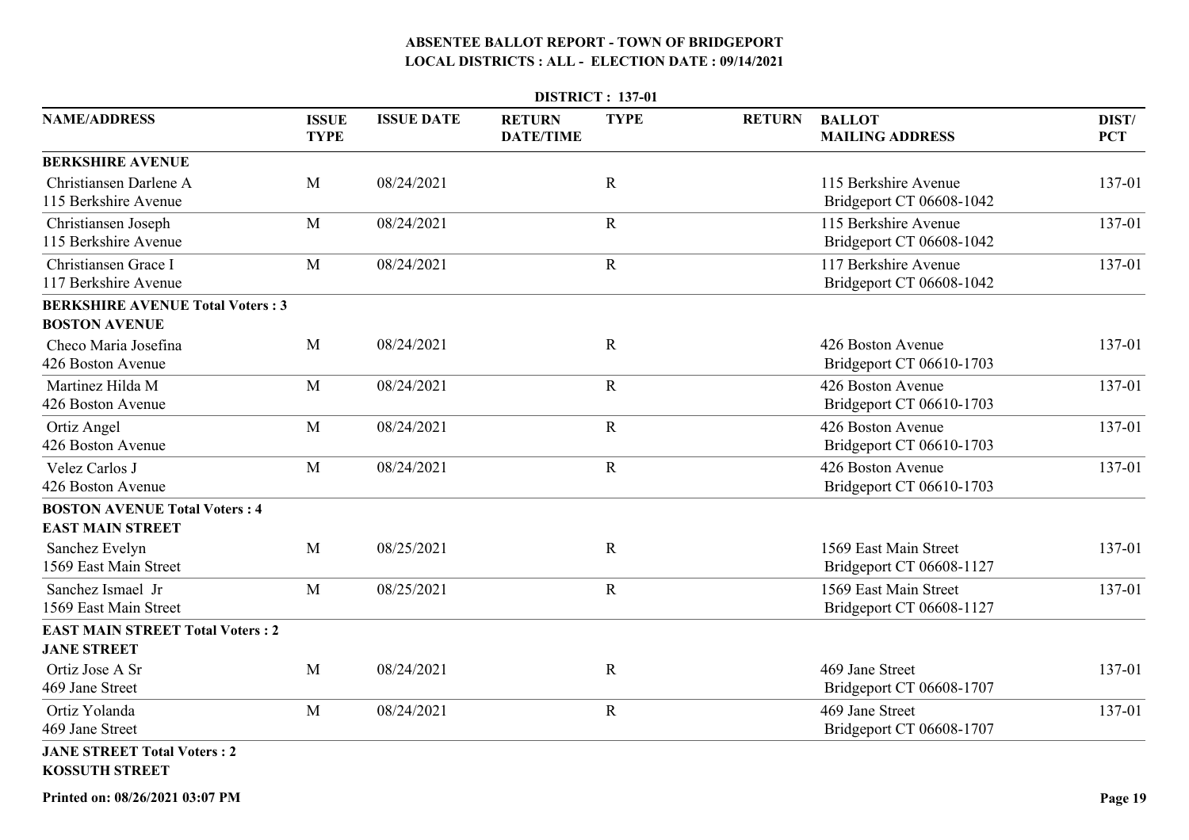# ABSENTEE BALLOT REPORT - TOWN OF BRIDGEPORT
## LOCAL DISTRICTS : ALL - ELECTION DATE : 09/14/2021

**DISTRICT : 137-01**

| NAME/ADDRESS | ISSUE TYPE | ISSUE DATE | RETURN DATE/TIME | TYPE | RETURN | BALLOT MAILING ADDRESS | DIST/ PCT |
|---|---|---|---|---|---|---|---|
| **BERKSHIRE AVENUE** | | | | | | | |
| Christiansen Darlene A<br>115 Berkshire Avenue | M | 08/24/2021 | | R | | 115 Berkshire Avenue<br>Bridgeport CT 06608-1042 | 137-01 |
| Christiansen Joseph<br>115 Berkshire Avenue | M | 08/24/2021 | | R | | 115 Berkshire Avenue<br>Bridgeport CT 06608-1042 | 137-01 |
| Christiansen Grace I<br>117 Berkshire Avenue | M | 08/24/2021 | | R | | 117 Berkshire Avenue<br>Bridgeport CT 06608-1042 | 137-01 |
| **BERKSHIRE AVENUE Total Voters : 3** | | | | | | | |
| **BOSTON AVENUE** | | | | | | | |
| Checo Maria Josefina<br>426 Boston Avenue | M | 08/24/2021 | | R | | 426 Boston Avenue<br>Bridgeport CT 06610-1703 | 137-01 |
| Martinez Hilda M<br>426 Boston Avenue | M | 08/24/2021 | | R | | 426 Boston Avenue<br>Bridgeport CT 06610-1703 | 137-01 |
| Ortiz Angel<br>426 Boston Avenue | M | 08/24/2021 | | R | | 426 Boston Avenue<br>Bridgeport CT 06610-1703 | 137-01 |
| Velez Carlos J<br>426 Boston Avenue | M | 08/24/2021 | | R | | 426 Boston Avenue<br>Bridgeport CT 06610-1703 | 137-01 |
| **BOSTON AVENUE Total Voters : 4** | | | | | | | |
| **EAST MAIN STREET** | | | | | | | |
| Sanchez Evelyn<br>1569 East Main Street | M | 08/25/2021 | | R | | 1569 East Main Street<br>Bridgeport CT 06608-1127 | 137-01 |
| Sanchez Ismael Jr<br>1569 East Main Street | M | 08/25/2021 | | R | | 1569 East Main Street<br>Bridgeport CT 06608-1127 | 137-01 |
| **EAST MAIN STREET Total Voters : 2** | | | | | | | |
| **JANE STREET** | | | | | | | |
| Ortiz Jose A Sr<br>469 Jane Street | M | 08/24/2021 | | R | | 469 Jane Street<br>Bridgeport CT 06608-1707 | 137-01 |
| Ortiz Yolanda<br>469 Jane Street | M | 08/24/2021 | | R | | 469 Jane Street<br>Bridgeport CT 06608-1707 | 137-01 |
| **JANE STREET Total Voters : 2** | | | | | | | |
| **KOSSUTH STREET** | | | | | | | |

Printed on: 08/26/2021 03:07 PM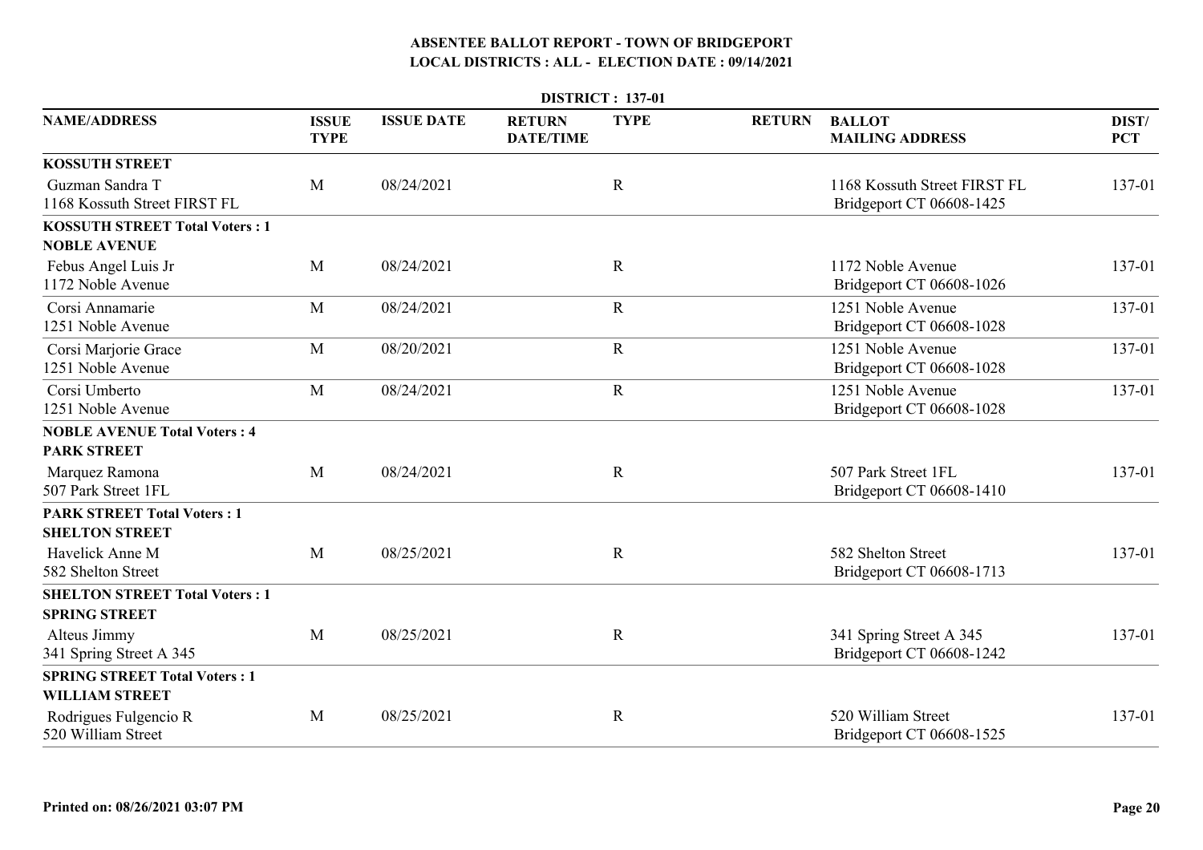# ABSENTEE BALLOT REPORT - TOWN OF BRIDGEPORT
## LOCAL DISTRICTS : ALL - ELECTION DATE : 09/14/2021

**DISTRICT : 137-01**

| NAME/ADDRESS | ISSUE TYPE | ISSUE DATE | RETURN DATE/TIME | TYPE | RETURN | BALLOT MAILING ADDRESS | DIST/ PCT |
|---|---|---|---|---|---|---|---|
| **KOSSUTH STREET** | | | | | | | |
| Guzman Sandra T<br>1168 Kossuth Street FIRST FL | M | 08/24/2021 | | R | | 1168 Kossuth Street FIRST FL<br>Bridgeport CT 06608-1425 | 137-01 |
| **KOSSUTH STREET Total Voters : 1** | | | | | | | |
| **NOBLE AVENUE** | | | | | | | |
| Febus Angel Luis Jr<br>1172 Noble Avenue | M | 08/24/2021 | | R | | 1172 Noble Avenue<br>Bridgeport CT 06608-1026 | 137-01 |
| Corsi Annamarie<br>1251 Noble Avenue | M | 08/24/2021 | | R | | 1251 Noble Avenue<br>Bridgeport CT 06608-1028 | 137-01 |
| Corsi Marjorie Grace<br>1251 Noble Avenue | M | 08/20/2021 | | R | | 1251 Noble Avenue<br>Bridgeport CT 06608-1028 | 137-01 |
| Corsi Umberto<br>1251 Noble Avenue | M | 08/24/2021 | | R | | 1251 Noble Avenue<br>Bridgeport CT 06608-1028 | 137-01 |
| **NOBLE AVENUE Total Voters : 4** | | | | | | | |
| **PARK STREET** | | | | | | | |
| Marquez Ramona<br>507 Park Street 1FL | M | 08/24/2021 | | R | | 507 Park Street 1FL<br>Bridgeport CT 06608-1410 | 137-01 |
| **PARK STREET Total Voters : 1** | | | | | | | |
| **SHELTON STREET** | | | | | | | |
| Havelick Anne M<br>582 Shelton Street | M | 08/25/2021 | | R | | 582 Shelton Street<br>Bridgeport CT 06608-1713 | 137-01 |
| **SHELTON STREET Total Voters : 1** | | | | | | | |
| **SPRING STREET** | | | | | | | |
| Alteus Jimmy<br>341 Spring Street A 345 | M | 08/25/2021 | | R | | 341 Spring Street A 345<br>Bridgeport CT 06608-1242 | 137-01 |
| **SPRING STREET Total Voters : 1** | | | | | | | |
| **WILLIAM STREET** | | | | | | | |
| Rodrigues Fulgencio R<br>520 William Street | M | 08/25/2021 | | R | | 520 William Street<br>Bridgeport CT 06608-1525 | 137-01 |

Printed on: 08/26/2021 03:07 PM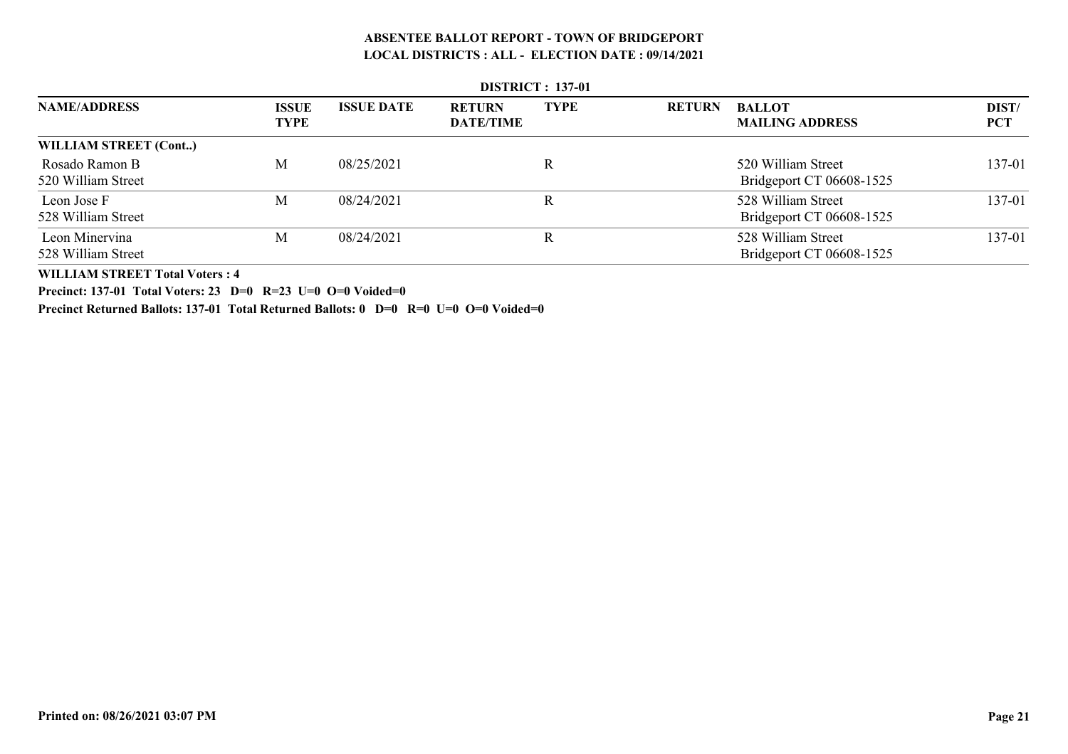**ABSENTEE BALLOT REPORT - TOWN OF BRIDGEPORT**
**LOCAL DISTRICTS : ALL - ELECTION DATE : 09/14/2021**

**DISTRICT : 137-01**

| NAME/ADDRESS | ISSUE TYPE | ISSUE DATE | RETURN DATE/TIME | TYPE | RETURN | BALLOT MAILING ADDRESS | DIST/ PCT |
|---|---|---|---|---|---|---|---|
| **WILLIAM STREET (Cont..)** | | | | | | | |
| Rosado Ramon B<br>520 William Street | M | 08/25/2021 | | R | | 520 William Street<br>Bridgeport CT 06608-1525 | 137-01 |
| Leon Jose F<br>528 William Street | M | 08/24/2021 | | R | | 528 William Street<br>Bridgeport CT 06608-1525 | 137-01 |
| Leon Minervina<br>528 William Street | M | 08/24/2021 | | R | | 528 William Street<br>Bridgeport CT 06608-1525 | 137-01 |

**WILLIAM STREET Total Voters : 4**

**Precinct: 137-01 Total Voters: 23 D=0 R=23 U=0 O=0 Voided=0**

**Precinct Returned Ballots: 137-01 Total Returned Ballots: 0 D=0 R=0 U=0 O=0 Voided=0**

**Printed on: 08/26/2021 03:07 PM**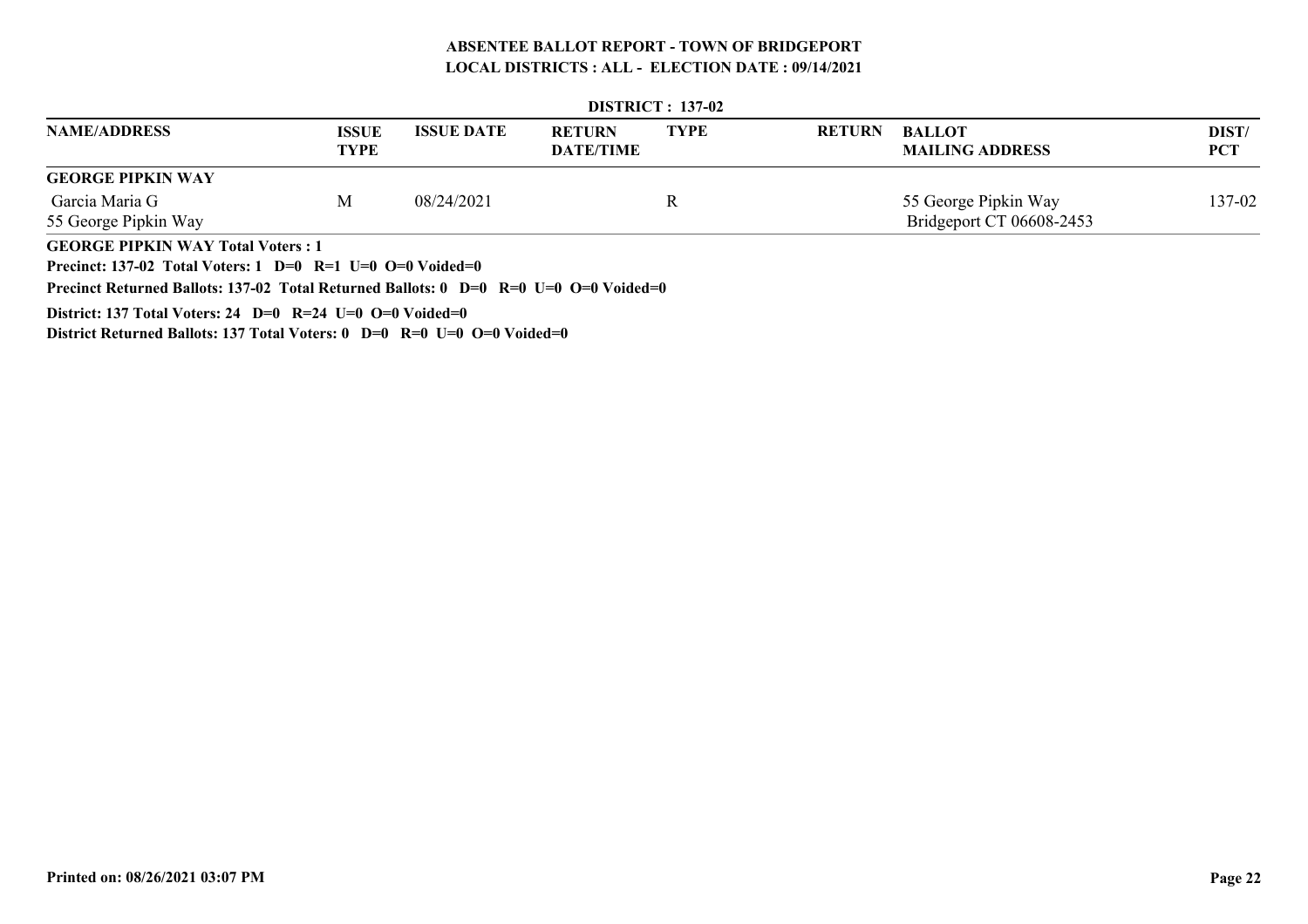# ABSENTEE BALLOT REPORT - TOWN OF BRIDGEPORT

## LOCAL DISTRICTS : ALL - ELECTION DATE : 09/14/2021

### DISTRICT : 137-02

| NAME/ADDRESS | ISSUE TYPE | ISSUE DATE | RETURN DATE/TIME | TYPE | RETURN | BALLOT MAILING ADDRESS | DIST/ PCT |
|---|---|---|---|---|---|---|---|
| **GEORGE PIPKIN WAY** | | | | | | | |
| Garcia Maria G<br>55 George Pipkin Way | M | 08/24/2021 | | R | | 55 George Pipkin Way<br>Bridgeport CT 06608-2453 | 137-02 |

**GEORGE PIPKIN WAY Total Voters : 1**

**Precinct: 137-02 Total Voters: 1 D=0 R=1 U=0 O=0 Voided=0**

**Precinct Returned Ballots: 137-02 Total Returned Ballots: 0 D=0 R=0 U=0 O=0 Voided=0**

**District: 137 Total Voters: 24 D=0 R=24 U=0 O=0 Voided=0**

**District Returned Ballots: 137 Total Voters: 0 D=0 R=0 U=0 O=0 Voided=0**

**Printed on: 08/26/2021 03:07 PM**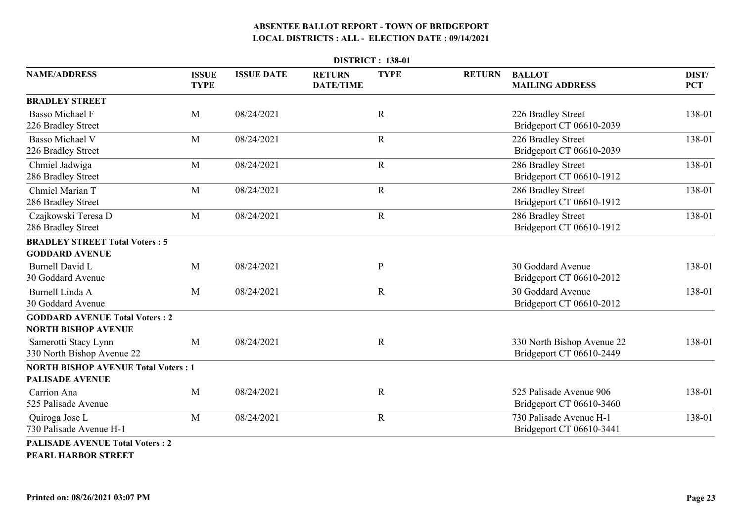# ABSENTEE BALLOT REPORT - TOWN OF BRIDGEPORT

## LOCAL DISTRICTS : ALL - ELECTION DATE : 09/14/2021

### DISTRICT : 138-01

| NAME/ADDRESS | ISSUE TYPE | ISSUE DATE | RETURN DATE/TIME | TYPE | RETURN | BALLOT MAILING ADDRESS | DIST/ PCT |
|---|---|---|---|---|---|---|---|
| **BRADLEY STREET** | | | | | | | |
| Basso Michael F<br>226 Bradley Street | M | 08/24/2021 | | R | | 226 Bradley Street<br>Bridgeport CT 06610-2039 | 138-01 |
| Basso Michael V<br>226 Bradley Street | M | 08/24/2021 | | R | | 226 Bradley Street<br>Bridgeport CT 06610-2039 | 138-01 |
| Chmiel Jadwiga<br>286 Bradley Street | M | 08/24/2021 | | R | | 286 Bradley Street<br>Bridgeport CT 06610-1912 | 138-01 |
| Chmiel Marian T<br>286 Bradley Street | M | 08/24/2021 | | R | | 286 Bradley Street<br>Bridgeport CT 06610-1912 | 138-01 |
| Czajkowski Teresa D<br>286 Bradley Street | M | 08/24/2021 | | R | | 286 Bradley Street<br>Bridgeport CT 06610-1912 | 138-01 |
| **BRADLEY STREET Total Voters : 5** | | | | | | | |
| **GODDARD AVENUE** | | | | | | | |
| Burnell David L<br>30 Goddard Avenue | M | 08/24/2021 | | P | | 30 Goddard Avenue<br>Bridgeport CT 06610-2012 | 138-01 |
| Burnell Linda A<br>30 Goddard Avenue | M | 08/24/2021 | | R | | 30 Goddard Avenue<br>Bridgeport CT 06610-2012 | 138-01 |
| **GODDARD AVENUE Total Voters : 2** | | | | | | | |
| **NORTH BISHOP AVENUE** | | | | | | | |
| Samerotti Stacy Lynn<br>330 North Bishop Avenue 22 | M | 08/24/2021 | | R | | 330 North Bishop Avenue 22<br>Bridgeport CT 06610-2449 | 138-01 |
| **NORTH BISHOP AVENUE Total Voters : 1** | | | | | | | |
| **PALISADE AVENUE** | | | | | | | |
| Carrion Ana<br>525 Palisade Avenue | M | 08/24/2021 | | R | | 525 Palisade Avenue 906<br>Bridgeport CT 06610-3460 | 138-01 |
| Quiroga Jose L<br>730 Palisade Avenue H-1 | M | 08/24/2021 | | R | | 730 Palisade Avenue H-1<br>Bridgeport CT 06610-3441 | 138-01 |
| **PALISADE AVENUE Total Voters : 2** | | | | | | | |
| **PEARL HARBOR STREET** | | | | | | | |

Printed on: 08/26/2021 03:07 PM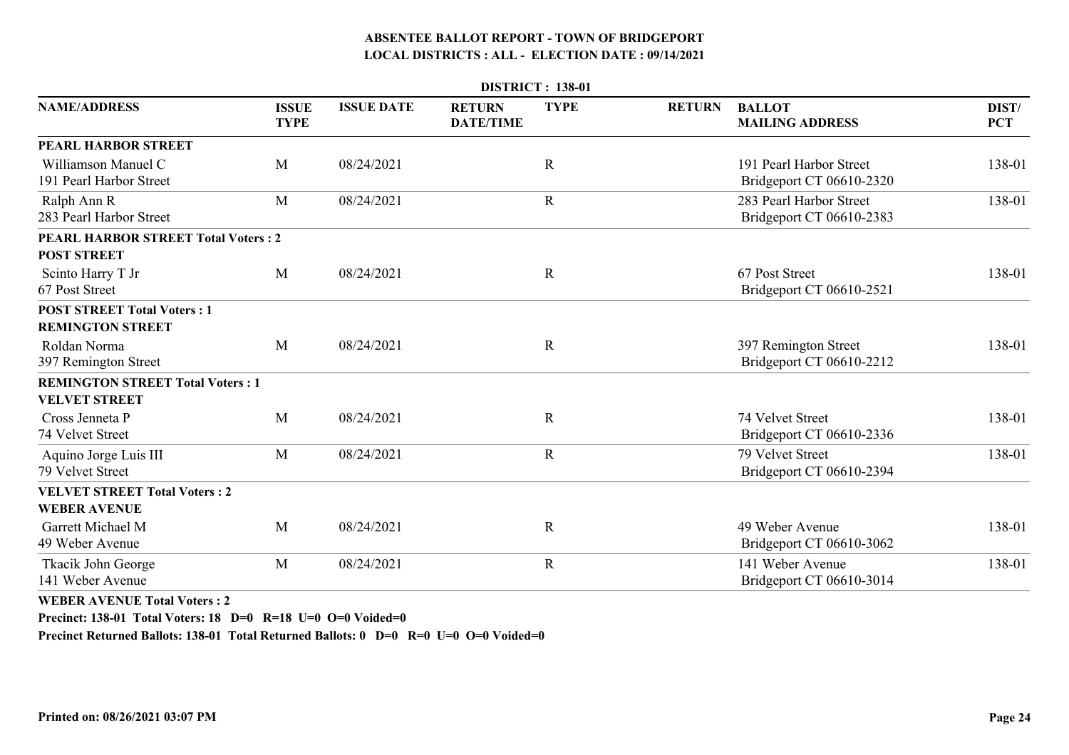**ABSENTEE BALLOT REPORT - TOWN OF BRIDGEPORT**
**LOCAL DISTRICTS : ALL - ELECTION DATE : 09/14/2021**

**DISTRICT : 138-01**

| NAME/ADDRESS | ISSUE TYPE | ISSUE DATE | RETURN DATE/TIME | TYPE | RETURN | BALLOT MAILING ADDRESS | DIST/ PCT |
|---|---|---|---|---|---|---|---|
| **PEARL HARBOR STREET** | | | | | | | |
| Williamson Manuel C<br>191 Pearl Harbor Street | M | 08/24/2021 | | R | | 191 Pearl Harbor Street<br>Bridgeport CT 06610-2320 | 138-01 |
| Ralph Ann R<br>283 Pearl Harbor Street | M | 08/24/2021 | | R | | 283 Pearl Harbor Street<br>Bridgeport CT 06610-2383 | 138-01 |
| **PEARL HARBOR STREET Total Voters : 2** | | | | | | | |
| **POST STREET** | | | | | | | |
| Scinto Harry T Jr<br>67 Post Street | M | 08/24/2021 | | R | | 67 Post Street<br>Bridgeport CT 06610-2521 | 138-01 |
| **POST STREET Total Voters : 1** | | | | | | | |
| **REMINGTON STREET** | | | | | | | |
| Roldan Norma<br>397 Remington Street | M | 08/24/2021 | | R | | 397 Remington Street<br>Bridgeport CT 06610-2212 | 138-01 |
| **REMINGTON STREET Total Voters : 1** | | | | | | | |
| **VELVET STREET** | | | | | | | |
| Cross Jenneta P<br>74 Velvet Street | M | 08/24/2021 | | R | | 74 Velvet Street<br>Bridgeport CT 06610-2336 | 138-01 |
| Aquino Jorge Luis III<br>79 Velvet Street | M | 08/24/2021 | | R | | 79 Velvet Street<br>Bridgeport CT 06610-2394 | 138-01 |
| **VELVET STREET Total Voters : 2** | | | | | | | |
| **WEBER AVENUE** | | | | | | | |
| Garrett Michael M<br>49 Weber Avenue | M | 08/24/2021 | | R | | 49 Weber Avenue<br>Bridgeport CT 06610-3062 | 138-01 |
| Tkacik John George<br>141 Weber Avenue | M | 08/24/2021 | | R | | 141 Weber Avenue<br>Bridgeport CT 06610-3014 | 138-01 |

**WEBER AVENUE Total Voters : 2**

**Precinct: 138-01 Total Voters: 18 D=0 R=18 U=0 O=0 Voided=0**

**Precinct Returned Ballots: 138-01 Total Returned Ballots: 0 D=0 R=0 U=0 O=0 Voided=0**

**Printed on: 08/26/2021 03:07 PM**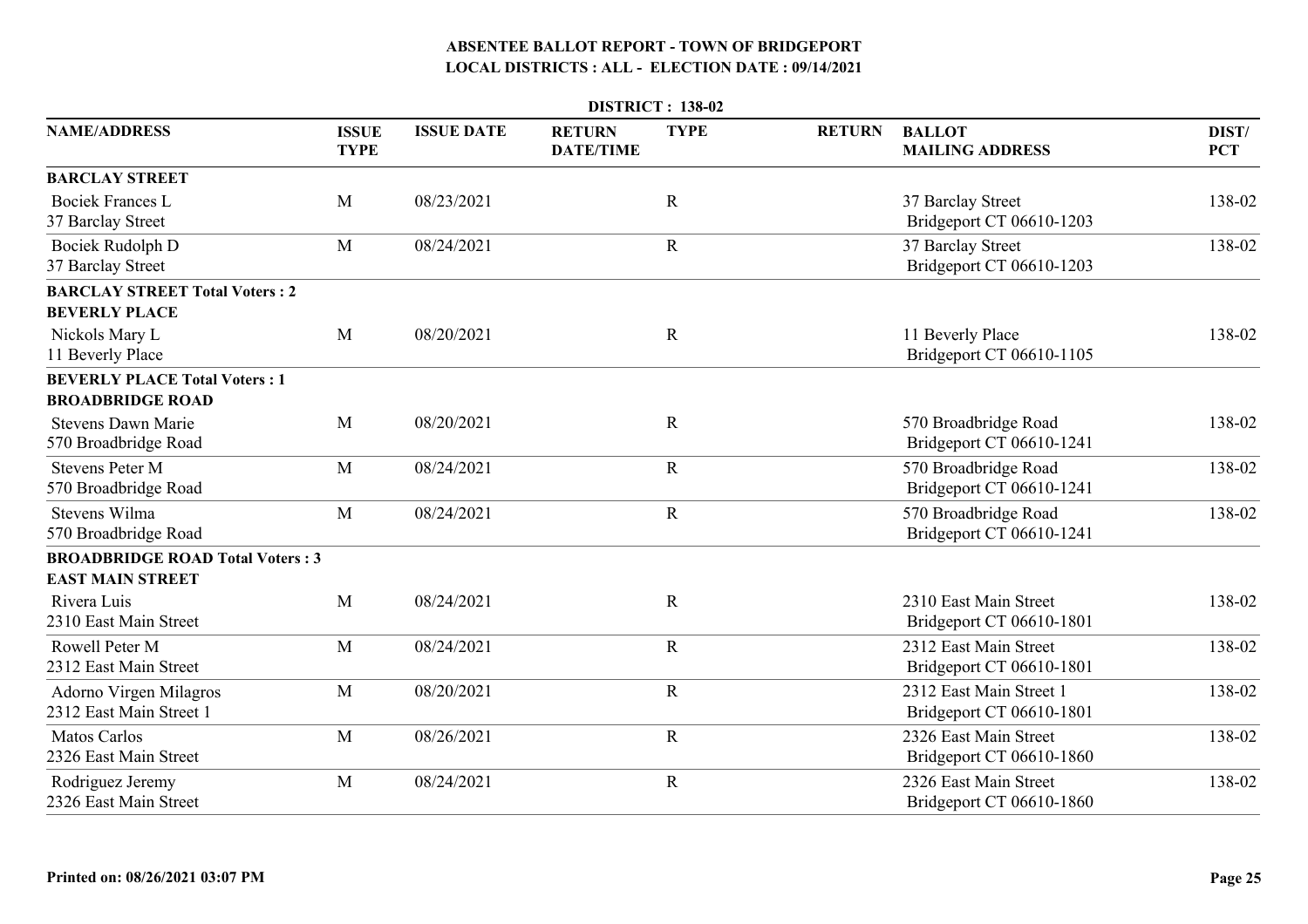**ABSENTEE BALLOT REPORT - TOWN OF BRIDGEPORT**
**LOCAL DISTRICTS : ALL - ELECTION DATE : 09/14/2021**

**DISTRICT : 138-02**

| NAME/ADDRESS | ISSUE TYPE | ISSUE DATE | RETURN DATE/TIME | TYPE | RETURN | BALLOT MAILING ADDRESS | DIST/ PCT |
|---|---|---|---|---|---|---|---|
| **BARCLAY STREET** | | | | | | | |
| Bociek Frances L<br>37 Barclay Street | M | 08/23/2021 | | R | | 37 Barclay Street<br>Bridgeport CT 06610-1203 | 138-02 |
| Bociek Rudolph D<br>37 Barclay Street | M | 08/24/2021 | | R | | 37 Barclay Street<br>Bridgeport CT 06610-1203 | 138-02 |
| **BARCLAY STREET Total Voters : 2** | | | | | | | |
| **BEVERLY PLACE** | | | | | | | |
| Nickols Mary L<br>11 Beverly Place | M | 08/20/2021 | | R | | 11 Beverly Place<br>Bridgeport CT 06610-1105 | 138-02 |
| **BEVERLY PLACE Total Voters : 1** | | | | | | | |
| **BROADBRIDGE ROAD** | | | | | | | |
| Stevens Dawn Marie<br>570 Broadbridge Road | M | 08/20/2021 | | R | | 570 Broadbridge Road<br>Bridgeport CT 06610-1241 | 138-02 |
| Stevens Peter M<br>570 Broadbridge Road | M | 08/24/2021 | | R | | 570 Broadbridge Road<br>Bridgeport CT 06610-1241 | 138-02 |
| Stevens Wilma<br>570 Broadbridge Road | M | 08/24/2021 | | R | | 570 Broadbridge Road<br>Bridgeport CT 06610-1241 | 138-02 |
| **BROADBRIDGE ROAD Total Voters : 3** | | | | | | | |
| **EAST MAIN STREET** | | | | | | | |
| Rivera Luis<br>2310 East Main Street | M | 08/24/2021 | | R | | 2310 East Main Street<br>Bridgeport CT 06610-1801 | 138-02 |
| Rowell Peter M<br>2312 East Main Street | M | 08/24/2021 | | R | | 2312 East Main Street<br>Bridgeport CT 06610-1801 | 138-02 |
| Adorno Virgen Milagros<br>2312 East Main Street 1 | M | 08/20/2021 | | R | | 2312 East Main Street 1<br>Bridgeport CT 06610-1801 | 138-02 |
| Matos Carlos<br>2326 East Main Street | M | 08/26/2021 | | R | | 2326 East Main Street<br>Bridgeport CT 06610-1860 | 138-02 |
| Rodriguez Jeremy<br>2326 East Main Street | M | 08/24/2021 | | R | | 2326 East Main Street<br>Bridgeport CT 06610-1860 | 138-02 |

**Printed on: 08/26/2021 03:07 PM**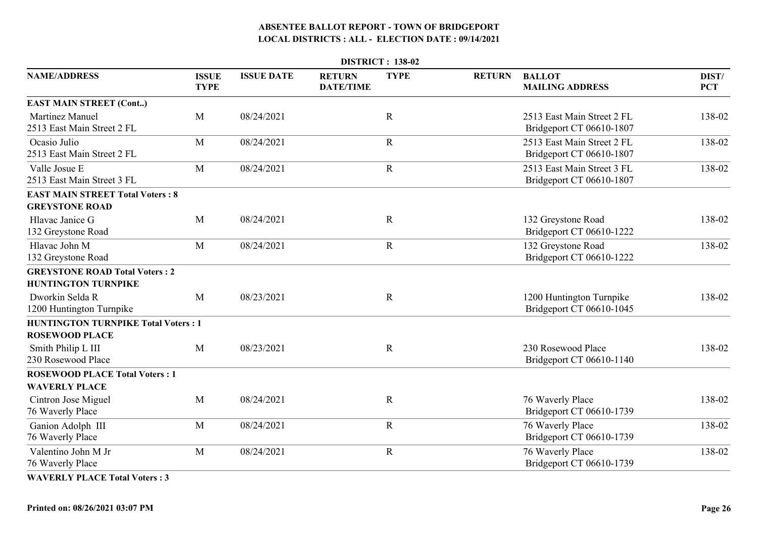# ABSENTEE BALLOT REPORT - TOWN OF BRIDGEPORT

## LOCAL DISTRICTS : ALL - ELECTION DATE : 09/14/2021

**DISTRICT : 138-02**

| NAME/ADDRESS | ISSUE TYPE | ISSUE DATE | RETURN DATE/TIME | TYPE | RETURN | BALLOT MAILING ADDRESS | DIST/ PCT |
|---|---|---|---|---|---|---|---|
| **EAST MAIN STREET (Cont..)** | | | | | | | |
| Martinez Manuel<br>2513 East Main Street 2 FL | M | 08/24/2021 | | R | | 2513 East Main Street 2 FL<br>Bridgeport CT 06610-1807 | 138-02 |
| Ocasio Julio<br>2513 East Main Street 2 FL | M | 08/24/2021 | | R | | 2513 East Main Street 2 FL<br>Bridgeport CT 06610-1807 | 138-02 |
| Valle Josue E<br>2513 East Main Street 3 FL | M | 08/24/2021 | | R | | 2513 East Main Street 3 FL<br>Bridgeport CT 06610-1807 | 138-02 |
| **EAST MAIN STREET Total Voters : 8** | | | | | | | |
| **GREYSTONE ROAD** | | | | | | | |
| Hlavac Janice G<br>132 Greystone Road | M | 08/24/2021 | | R | | 132 Greystone Road<br>Bridgeport CT 06610-1222 | 138-02 |
| Hlavac John M<br>132 Greystone Road | M | 08/24/2021 | | R | | 132 Greystone Road<br>Bridgeport CT 06610-1222 | 138-02 |
| **GREYSTONE ROAD Total Voters : 2** | | | | | | | |
| **HUNTINGTON TURNPIKE** | | | | | | | |
| Dworkin Selda R<br>1200 Huntington Turnpike | M | 08/23/2021 | | R | | 1200 Huntington Turnpike<br>Bridgeport CT 06610-1045 | 138-02 |
| **HUNTINGTON TURNPIKE Total Voters : 1** | | | | | | | |
| **ROSEWOOD PLACE** | | | | | | | |
| Smith Philip L III<br>230 Rosewood Place | M | 08/23/2021 | | R | | 230 Rosewood Place<br>Bridgeport CT 06610-1140 | 138-02 |
| **ROSEWOOD PLACE Total Voters : 1** | | | | | | | |
| **WAVERLY PLACE** | | | | | | | |
| Cintron Jose Miguel<br>76 Waverly Place | M | 08/24/2021 | | R | | 76 Waverly Place<br>Bridgeport CT 06610-1739 | 138-02 |
| Ganion Adolph III<br>76 Waverly Place | M | 08/24/2021 | | R | | 76 Waverly Place<br>Bridgeport CT 06610-1739 | 138-02 |
| Valentino John M Jr<br>76 Waverly Place | M | 08/24/2021 | | R | | 76 Waverly Place<br>Bridgeport CT 06610-1739 | 138-02 |
| **WAVERLY PLACE Total Voters : 3** | | | | | | | |

**Printed on: 08/26/2021 03:07 PM**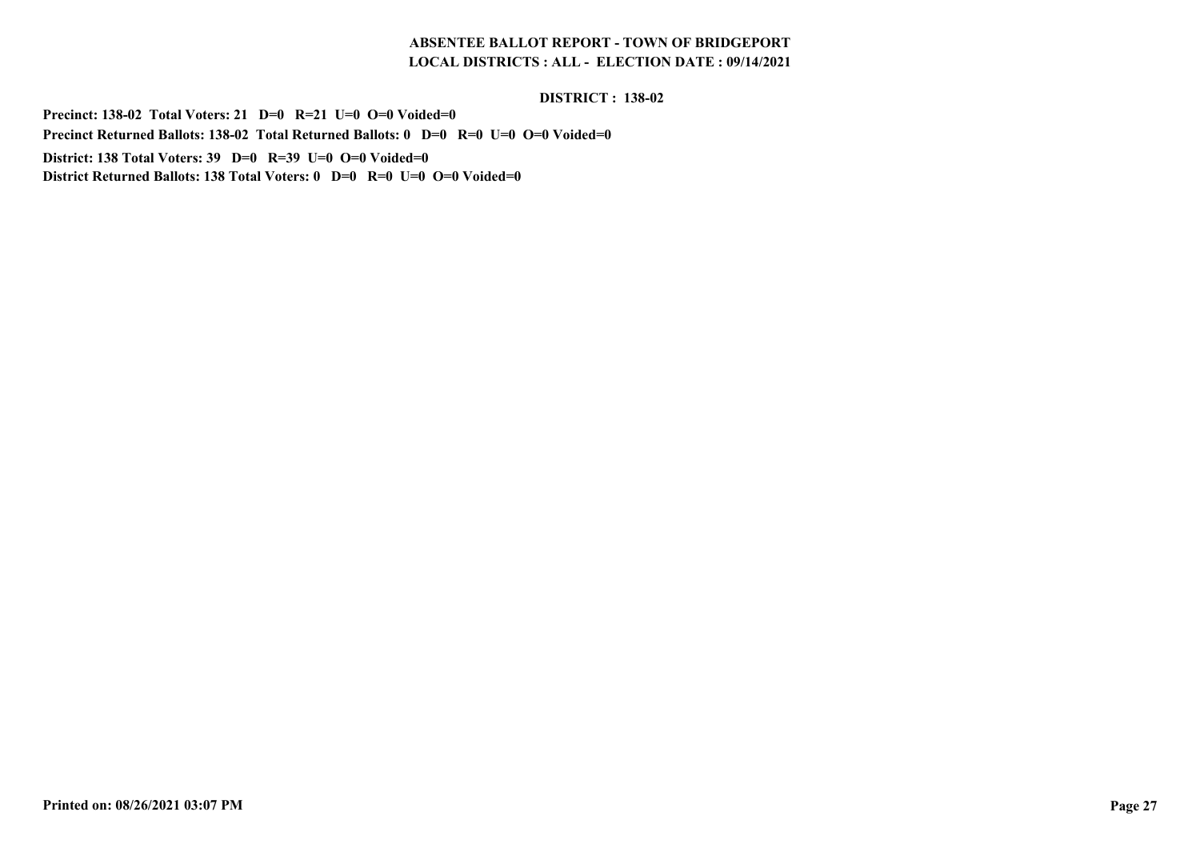**DISTRICT : 138-02**

**Precinct: 138-02 Total Voters: 21 D=0 R=21 U=0 O=0 Voided=0**

**Precinct Returned Ballots: 138-02 Total Returned Ballots: 0 D=0 R=0 U=0 O=0 Voided=0**

**District: 138 Total Voters: 39 D=0 R=39 U=0 O=0 Voided=0**

**District Returned Ballots: 138 Total Voters: 0 D=0 R=0 U=0 O=0 Voided=0**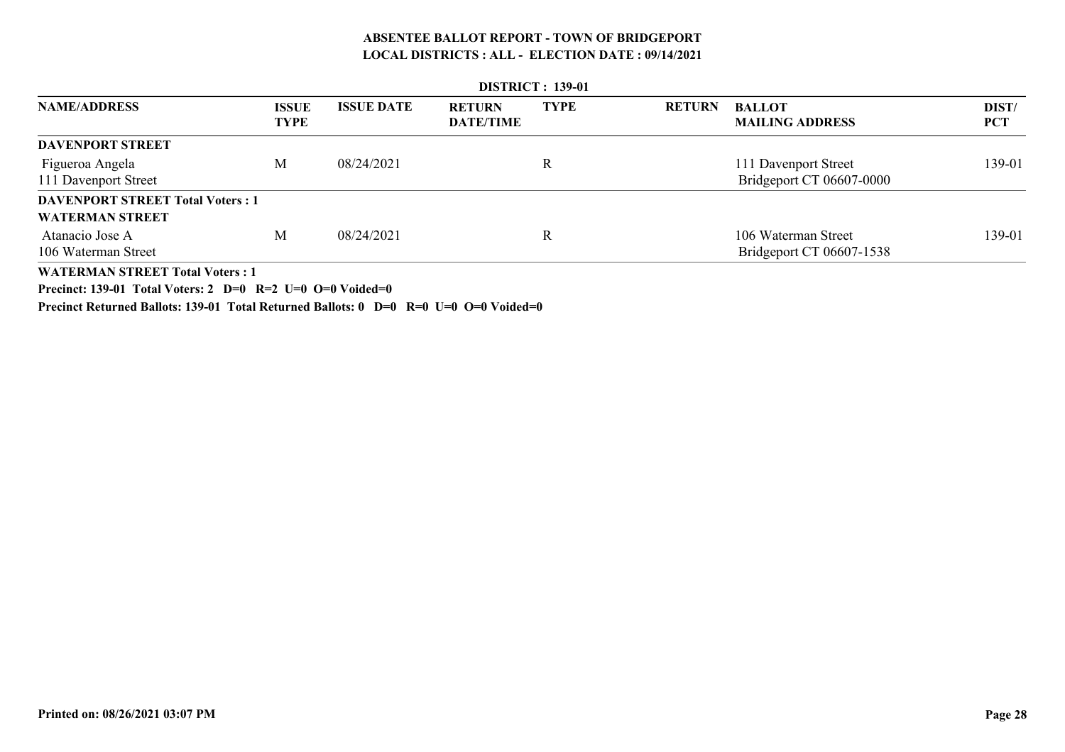**ABSENTEE BALLOT REPORT - TOWN OF BRIDGEPORT**
**LOCAL DISTRICTS : ALL - ELECTION DATE : 09/14/2021**

**DISTRICT : 139-01**

| NAME/ADDRESS | ISSUE TYPE | ISSUE DATE | RETURN DATE/TIME | TYPE | RETURN | BALLOT MAILING ADDRESS | DIST/ PCT |
|---|---|---|---|---|---|---|---|
| **DAVENPORT STREET** | | | | | | | |
| Figueroa Angela<br>111 Davenport Street | M | 08/24/2021 | | R | | 111 Davenport Street<br>Bridgeport CT 06607-0000 | 139-01 |
| **DAVENPORT STREET Total Voters : 1** | | | | | | | |
| **WATERMAN STREET** | | | | | | | |
| Atanacio Jose A<br>106 Waterman Street | M | 08/24/2021 | | R | | 106 Waterman Street<br>Bridgeport CT 06607-1538 | 139-01 |
| **WATERMAN STREET Total Voters : 1** | | | | | | | |

**Precinct: 139-01 Total Voters: 2 D=0 R=2 U=0 O=0 Voided=0**

**Precinct Returned Ballots: 139-01 Total Returned Ballots: 0 D=0 R=0 U=0 O=0 Voided=0**

**Printed on: 08/26/2021 03:07 PM**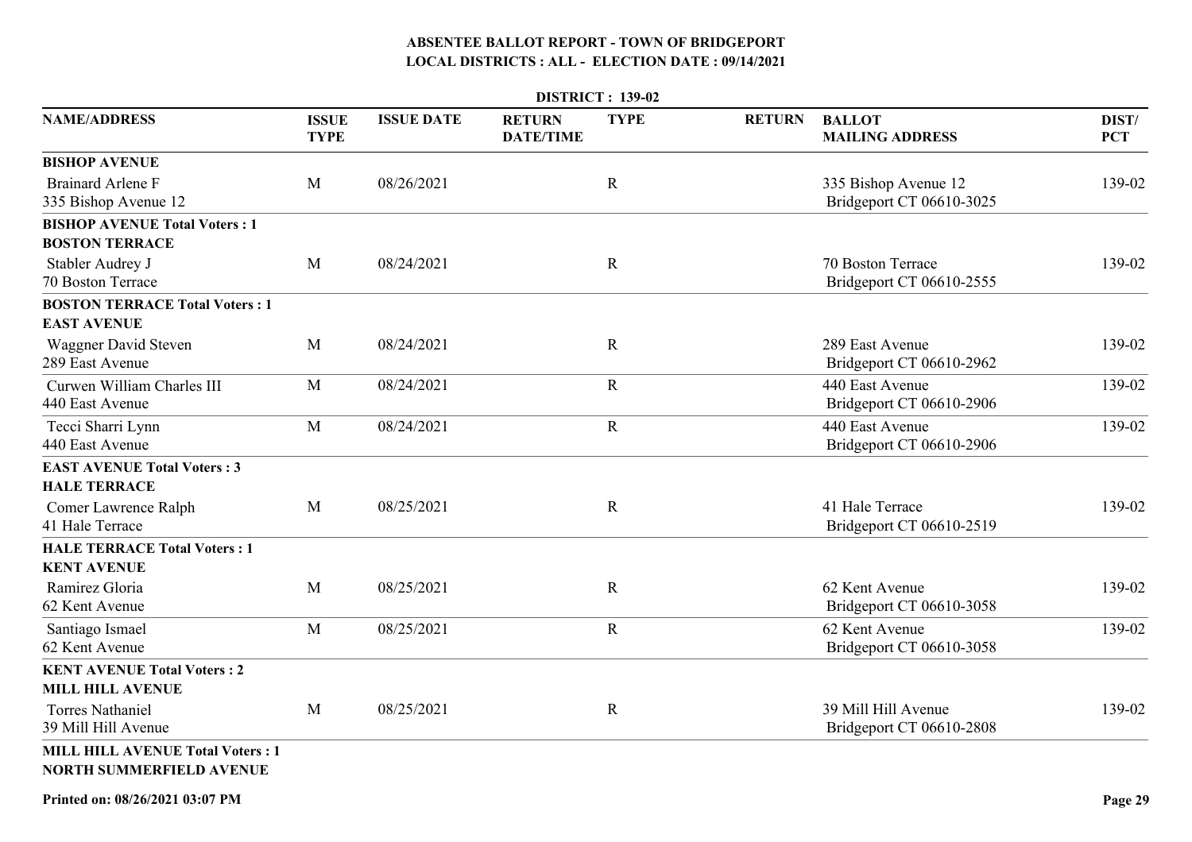## ABSENTEE BALLOT REPORT - TOWN OF BRIDGEPORT
## LOCAL DISTRICTS : ALL - ELECTION DATE : 09/14/2021

**DISTRICT : 139-02**

| NAME/ADDRESS | ISSUE TYPE | ISSUE DATE | RETURN DATE/TIME | TYPE | RETURN | BALLOT MAILING ADDRESS | DIST/ PCT |
|---|---|---|---|---|---|---|---|
| **BISHOP AVENUE** | | | | | | | |
| Brainard Arlene F<br>335 Bishop Avenue 12 | M | 08/26/2021 | | R | | 335 Bishop Avenue 12<br>Bridgeport CT 06610-3025 | 139-02 |
| **BISHOP AVENUE Total Voters : 1** | | | | | | | |
| **BOSTON TERRACE** | | | | | | | |
| Stabler Audrey J<br>70 Boston Terrace | M | 08/24/2021 | | R | | 70 Boston Terrace<br>Bridgeport CT 06610-2555 | 139-02 |
| **BOSTON TERRACE Total Voters : 1** | | | | | | | |
| **EAST AVENUE** | | | | | | | |
| Waggner David Steven<br>289 East Avenue | M | 08/24/2021 | | R | | 289 East Avenue<br>Bridgeport CT 06610-2962 | 139-02 |
| Curwen William Charles III<br>440 East Avenue | M | 08/24/2021 | | R | | 440 East Avenue<br>Bridgeport CT 06610-2906 | 139-02 |
| Tecci Sharri Lynn<br>440 East Avenue | M | 08/24/2021 | | R | | 440 East Avenue<br>Bridgeport CT 06610-2906 | 139-02 |
| **EAST AVENUE Total Voters : 3** | | | | | | | |
| **HALE TERRACE** | | | | | | | |
| Comer Lawrence Ralph<br>41 Hale Terrace | M | 08/25/2021 | | R | | 41 Hale Terrace<br>Bridgeport CT 06610-2519 | 139-02 |
| **HALE TERRACE Total Voters : 1** | | | | | | | |
| **KENT AVENUE** | | | | | | | |
| Ramirez Gloria<br>62 Kent Avenue | M | 08/25/2021 | | R | | 62 Kent Avenue<br>Bridgeport CT 06610-3058 | 139-02 |
| Santiago Ismael<br>62 Kent Avenue | M | 08/25/2021 | | R | | 62 Kent Avenue<br>Bridgeport CT 06610-3058 | 139-02 |
| **KENT AVENUE Total Voters : 2** | | | | | | | |
| **MILL HILL AVENUE** | | | | | | | |
| Torres Nathaniel<br>39 Mill Hill Avenue | M | 08/25/2021 | | R | | 39 Mill Hill Avenue<br>Bridgeport CT 06610-2808 | 139-02 |
| **MILL HILL AVENUE Total Voters : 1** | | | | | | | |
| **NORTH SUMMERFIELD AVENUE** | | | | | | | |

Printed on: 08/26/2021 03:07 PM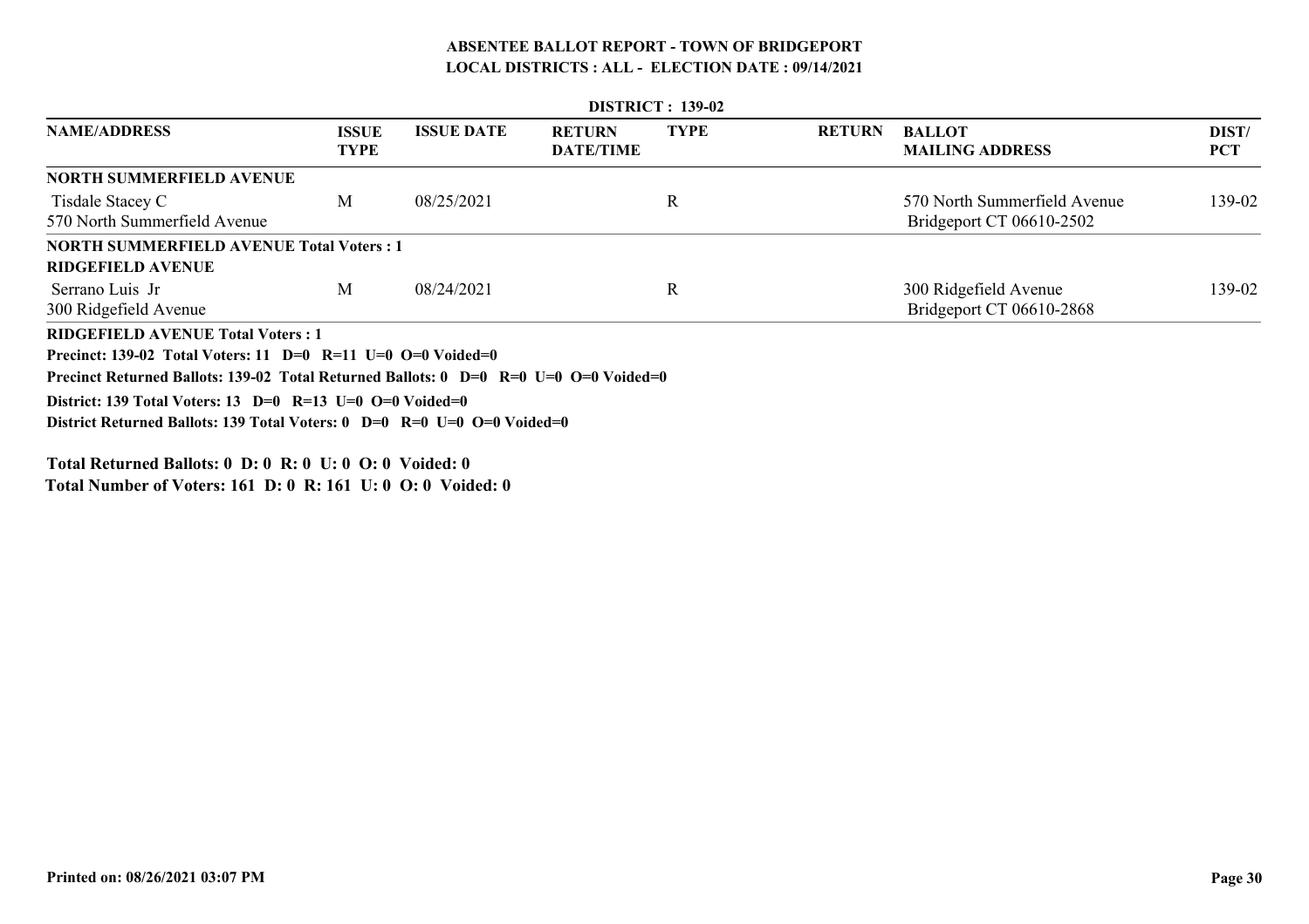# ABSENTEE BALLOT REPORT - TOWN OF BRIDGEPORT

## LOCAL DISTRICTS : ALL - ELECTION DATE : 09/14/2021

**DISTRICT : 139-02**

| NAME/ADDRESS | ISSUE TYPE | ISSUE DATE | RETURN DATE/TIME | TYPE | RETURN | BALLOT MAILING ADDRESS | DIST/ PCT |
|---|---|---|---|---|---|---|---|
| **NORTH SUMMERFIELD AVENUE** | | | | | | | |
| Tisdale Stacey C<br>570 North Summerfield Avenue | M | 08/25/2021 | | R | | 570 North Summerfield Avenue<br>Bridgeport CT 06610-2502 | 139-02 |
| **NORTH SUMMERFIELD AVENUE Total Voters : 1** | | | | | | | |
| **RIDGEFIELD AVENUE** | | | | | | | |
| Serrano Luis Jr<br>300 Ridgefield Avenue | M | 08/24/2021 | | R | | 300 Ridgefield Avenue<br>Bridgeport CT 06610-2868 | 139-02 |
| **RIDGEFIELD AVENUE Total Voters : 1** | | | | | | | |

**Precinct: 139-02 Total Voters: 11 D=0 R=11 U=0 O=0 Voided=0**

**Precinct Returned Ballots: 139-02 Total Returned Ballots: 0 D=0 R=0 U=0 O=0 Voided=0**

**District: 139 Total Voters: 13 D=0 R=13 U=0 O=0 Voided=0**

**District Returned Ballots: 139 Total Voters: 0 D=0 R=0 U=0 O=0 Voided=0**

**Total Returned Ballots: 0 D: 0 R: 0 U: 0 O: 0 Voided: 0**

**Total Number of Voters: 161 D: 0 R: 161 U: 0 O: 0 Voided: 0**

**Printed on: 08/26/2021 03:07 PM**